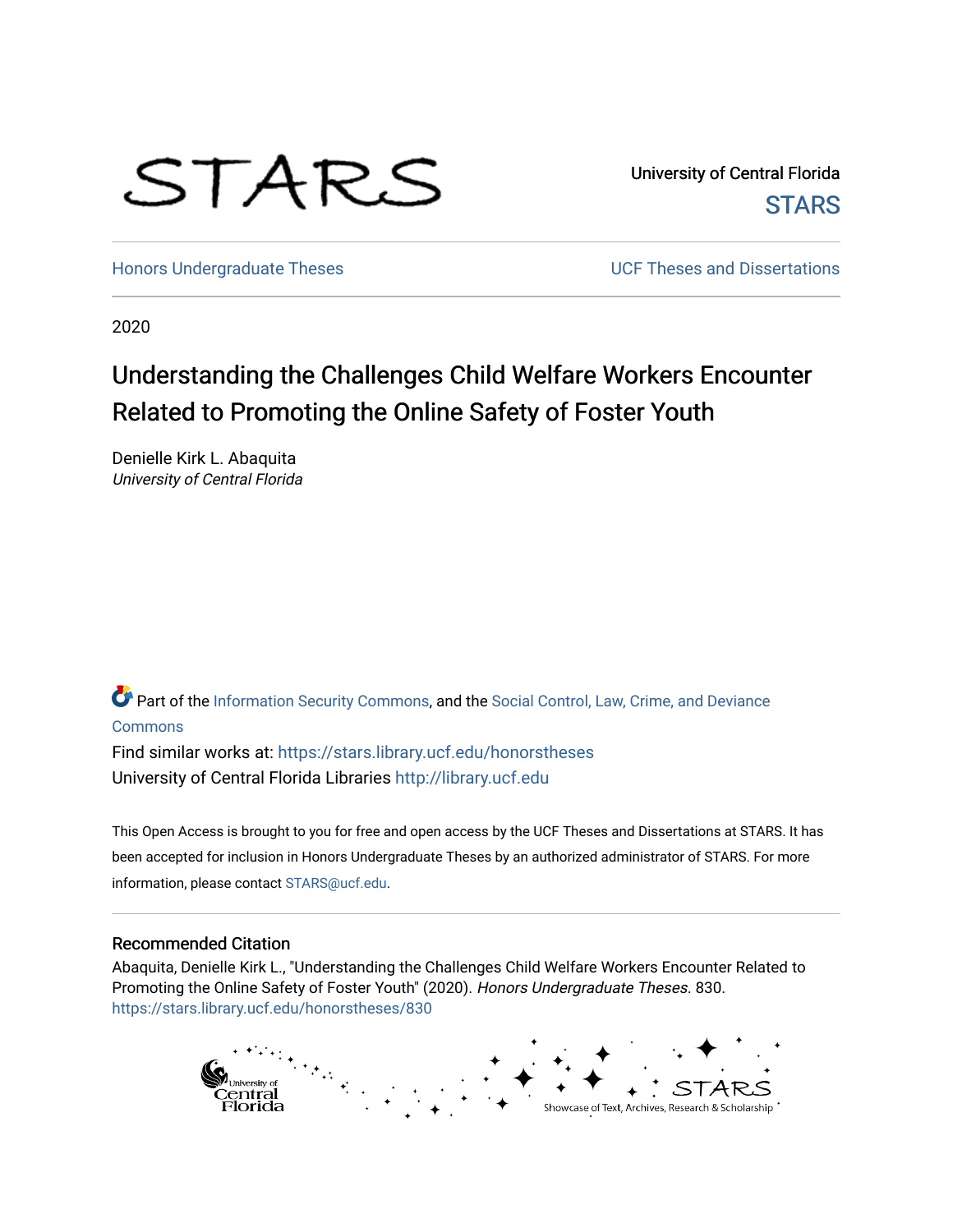University of Central Florida

STARS

Honors Undergraduate Theses

UCF Theses and Dissertations

2020

# Understanding the Challenges Child Welfare Workers Encounter Related to Promoting the Online Safety of Foster Youth

Denielle Kirk L. Abaquita
*University of Central Florida*

Part of the Information Security Commons, and the Social Control, Law, Crime, and Deviance Commons

Find similar works at: https://stars.library.ucf.edu/honorstheses

University of Central Florida Libraries http://library.ucf.edu

This Open Access is brought to you for free and open access by the UCF Theses and Dissertations at STARS. It has been accepted for inclusion in Honors Undergraduate Theses by an authorized administrator of STARS. For more information, please contact STARS@ucf.edu.

## Recommended Citation

Abaquita, Denielle Kirk L., "Understanding the Challenges Child Welfare Workers Encounter Related to Promoting the Online Safety of Foster Youth" (2020). *Honors Undergraduate Theses*. 830.
https://stars.library.ucf.edu/honorstheses/830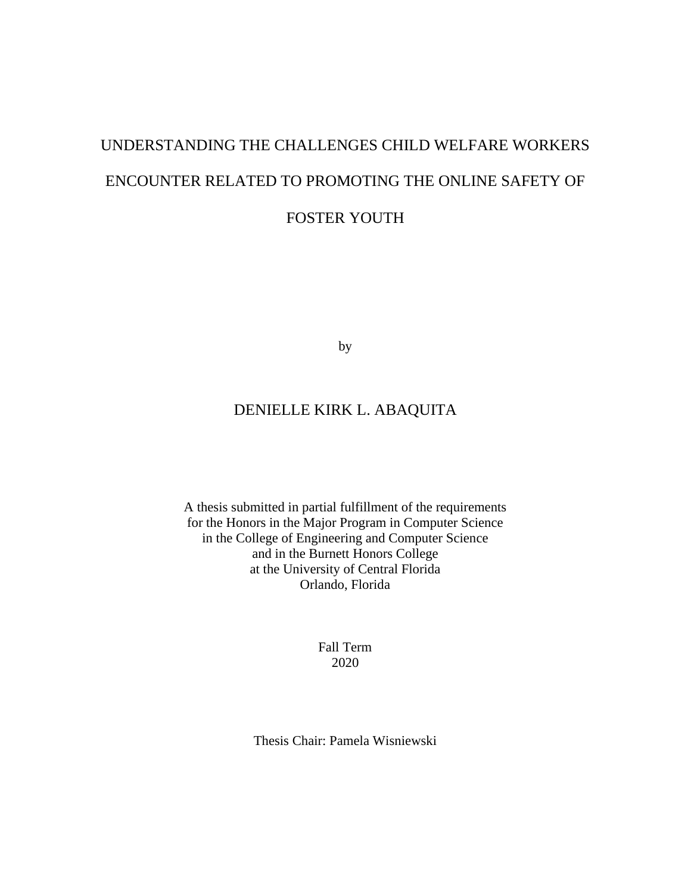# UNDERSTANDING THE CHALLENGES CHILD WELFARE WORKERS ENCOUNTER RELATED TO PROMOTING THE ONLINE SAFETY OF FOSTER YOUTH

by

DENIELLE KIRK L. ABAQUITA

A thesis submitted in partial fulfillment of the requirements
for the Honors in the Major Program in Computer Science
in the College of Engineering and Computer Science
and in the Burnett Honors College
at the University of Central Florida
Orlando, Florida

Fall Term
2020

Thesis Chair: Pamela Wisniewski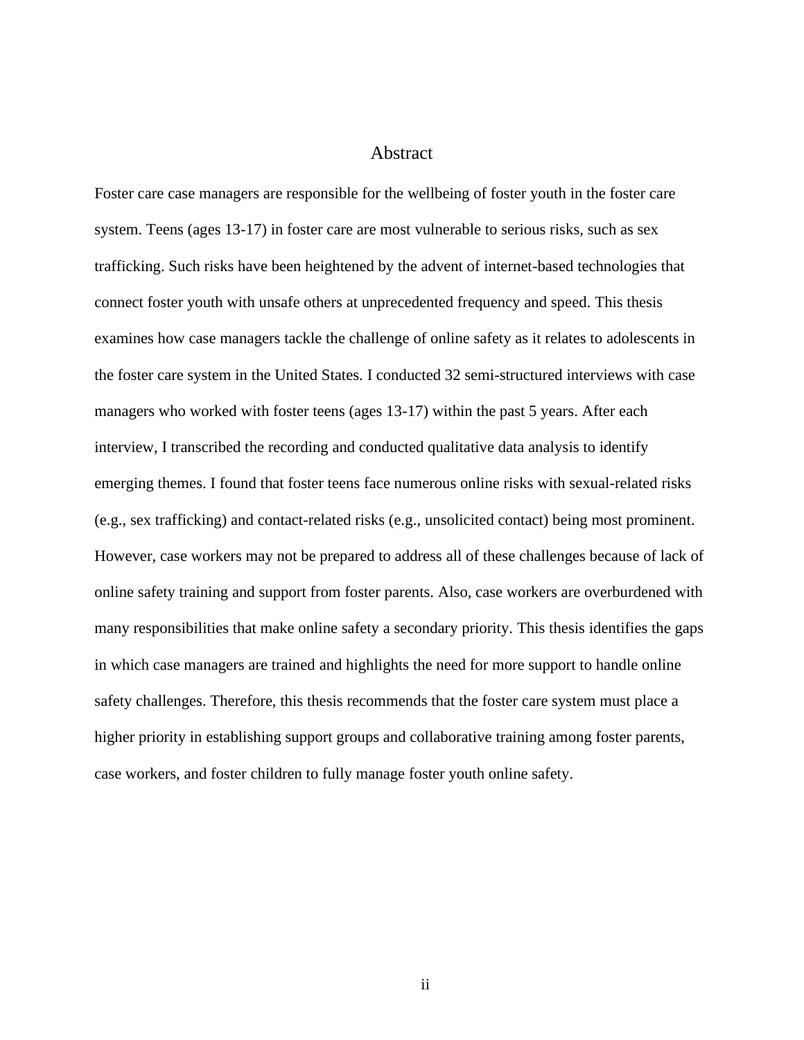# Abstract

Foster care case managers are responsible for the wellbeing of foster youth in the foster care system. Teens (ages 13-17) in foster care are most vulnerable to serious risks, such as sex trafficking. Such risks have been heightened by the advent of internet-based technologies that connect foster youth with unsafe others at unprecedented frequency and speed. This thesis examines how case managers tackle the challenge of online safety as it relates to adolescents in the foster care system in the United States. I conducted 32 semi-structured interviews with case managers who worked with foster teens (ages 13-17) within the past 5 years. After each interview, I transcribed the recording and conducted qualitative data analysis to identify emerging themes. I found that foster teens face numerous online risks with sexual-related risks (e.g., sex trafficking) and contact-related risks (e.g., unsolicited contact) being most prominent. However, case workers may not be prepared to address all of these challenges because of lack of online safety training and support from foster parents. Also, case workers are overburdened with many responsibilities that make online safety a secondary priority. This thesis identifies the gaps in which case managers are trained and highlights the need for more support to handle online safety challenges. Therefore, this thesis recommends that the foster care system must place a higher priority in establishing support groups and collaborative training among foster parents, case workers, and foster children to fully manage foster youth online safety.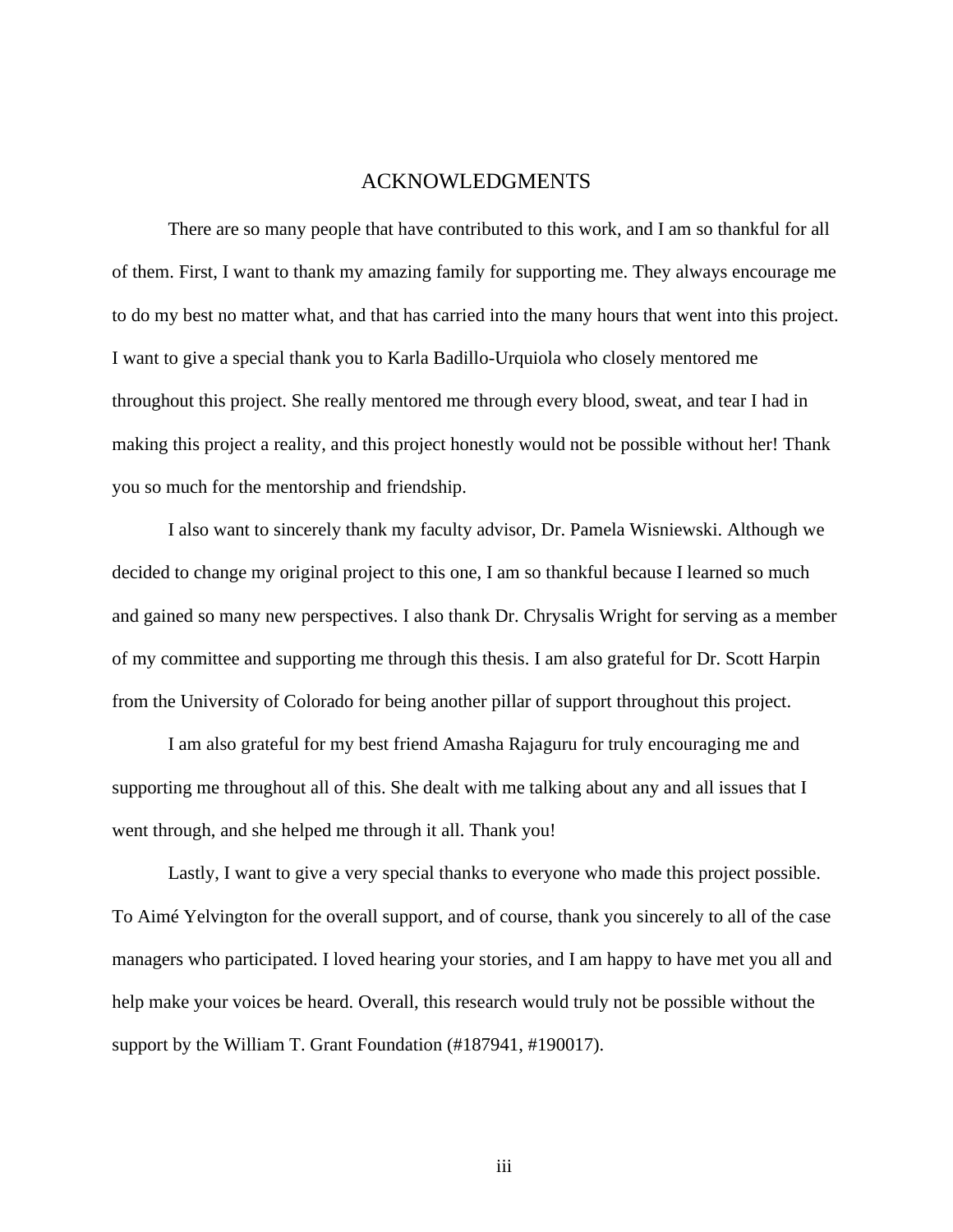# ACKNOWLEDGMENTS

There are so many people that have contributed to this work, and I am so thankful for all of them. First, I want to thank my amazing family for supporting me. They always encourage me to do my best no matter what, and that has carried into the many hours that went into this project. I want to give a special thank you to Karla Badillo-Urquiola who closely mentored me throughout this project. She really mentored me through every blood, sweat, and tear I had in making this project a reality, and this project honestly would not be possible without her! Thank you so much for the mentorship and friendship.

I also want to sincerely thank my faculty advisor, Dr. Pamela Wisniewski. Although we decided to change my original project to this one, I am so thankful because I learned so much and gained so many new perspectives. I also thank Dr. Chrysalis Wright for serving as a member of my committee and supporting me through this thesis. I am also grateful for Dr. Scott Harpin from the University of Colorado for being another pillar of support throughout this project.

I am also grateful for my best friend Amasha Rajaguru for truly encouraging me and supporting me throughout all of this. She dealt with me talking about any and all issues that I went through, and she helped me through it all. Thank you!

Lastly, I want to give a very special thanks to everyone who made this project possible. To Aimé Yelvington for the overall support, and of course, thank you sincerely to all of the case managers who participated. I loved hearing your stories, and I am happy to have met you all and help make your voices be heard. Overall, this research would truly not be possible without the support by the William T. Grant Foundation (#187941, #190017).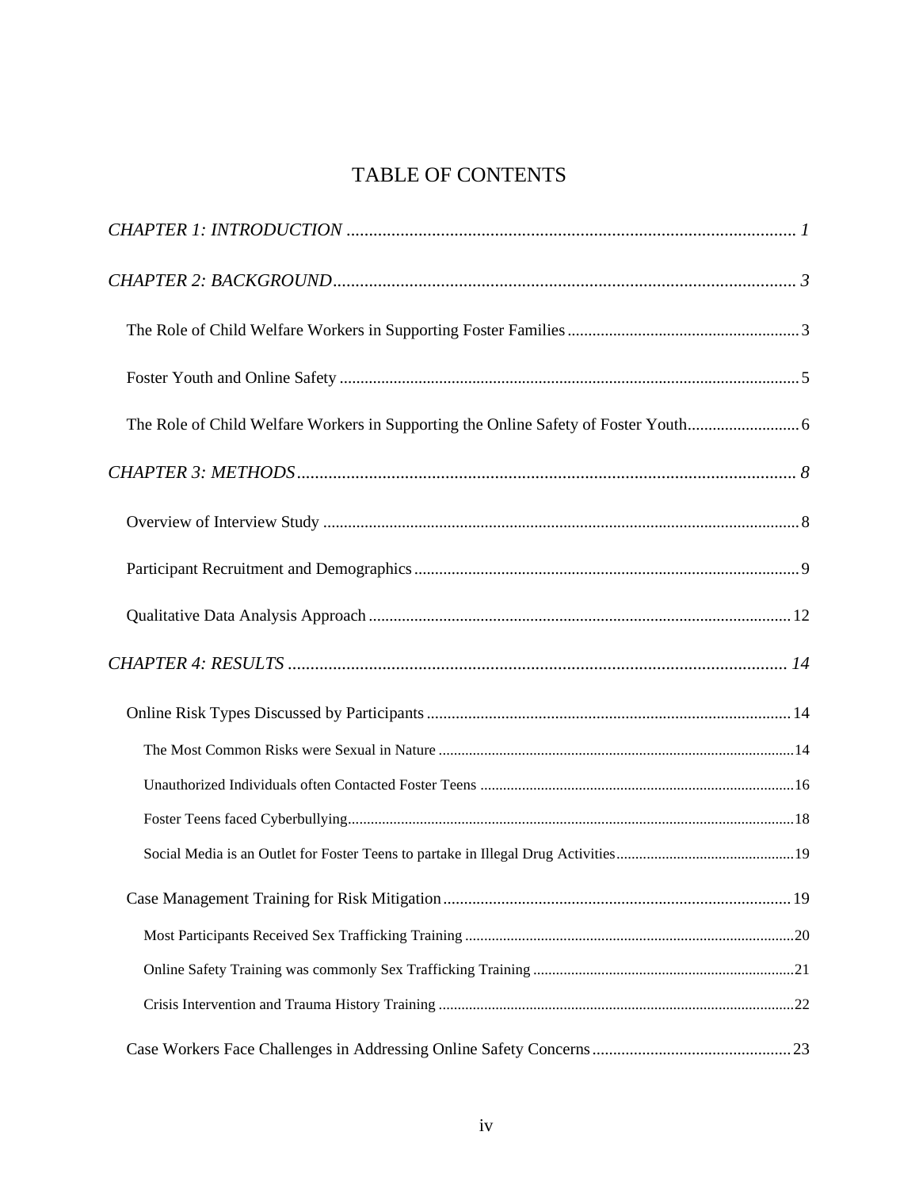# TABLE OF CONTENTS

*CHAPTER 1: INTRODUCTION* ...................................................................................................... *1*

*CHAPTER 2: BACKGROUND*........................................................................................................ *3*

The Role of Child Welfare Workers in Supporting Foster Families ........................................................ 3

Foster Youth and Online Safety .............................................................................................................. 5

The Role of Child Welfare Workers in Supporting the Online Safety of Foster Youth........................... 6

*CHAPTER 3: METHODS*................................................................................................................ *8*

Overview of Interview Study ................................................................................................................. 8

Participant Recruitment and Demographics ............................................................................................ 9

Qualitative Data Analysis Approach ..................................................................................................... 12

*CHAPTER 4: RESULTS* ................................................................................................................ *14*

Online Risk Types Discussed by Participants ....................................................................................... 14

The Most Common Risks were Sexual in Nature ................................................................................ 14

Unauthorized Individuals often Contacted Foster Teens .................................................................. 16

Foster Teens faced Cyberbullying......................................................................................................... 18

Social Media is an Outlet for Foster Teens to partake in Illegal Drug Activities.............................. 19

Case Management Training for Risk Mitigation ................................................................................... 19

Most Participants Received Sex Trafficking Training ...................................................................... 20

Online Safety Training was commonly Sex Trafficking Training .................................................... 21

Crisis Intervention and Trauma History Training ............................................................................. 22

Case Workers Face Challenges in Addressing Online Safety Concerns ............................................... 23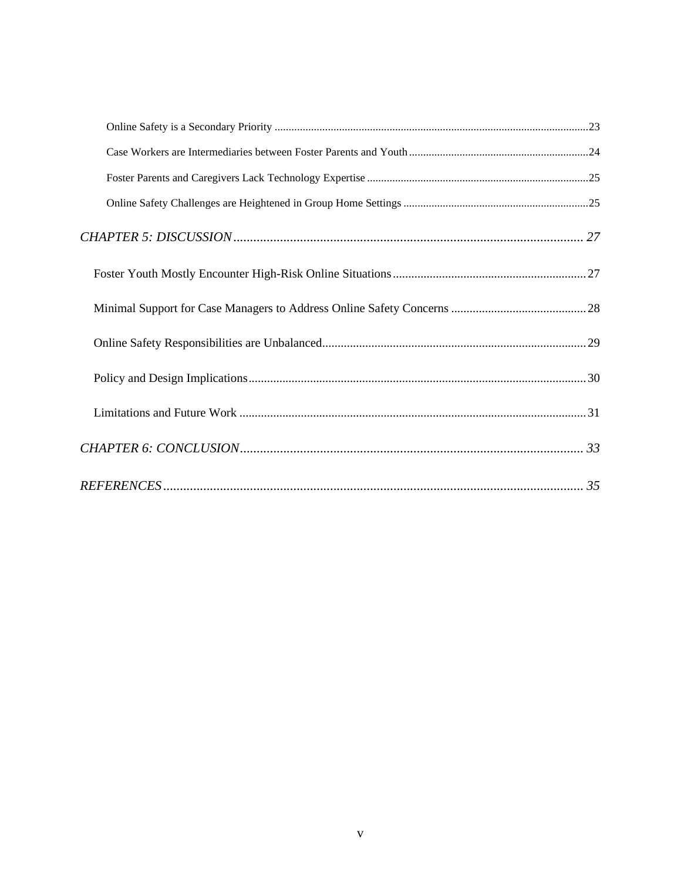Online Safety is a Secondary Priority ....................................................................................................... 23

Case Workers are Intermediaries between Foster Parents and Youth ....................................................... 24

Foster Parents and Caregivers Lack Technology Expertise ..................................................................... 25

Online Safety Challenges are Heightened in Group Home Settings ........................................................ 25

*CHAPTER 5: DISCUSSION* ........................................................................................................ *27*

Foster Youth Mostly Encounter High-Risk Online Situations ................................................................ 27

Minimal Support for Case Managers to Address Online Safety Concerns ............................................ 28

Online Safety Responsibilities are Unbalanced ........................................................................................ 29

Policy and Design Implications ................................................................................................................ 30

Limitations and Future Work .................................................................................................................. 31

*CHAPTER 6: CONCLUSION* ...................................................................................................... *33*

*REFERENCES* ............................................................................................................................. *35*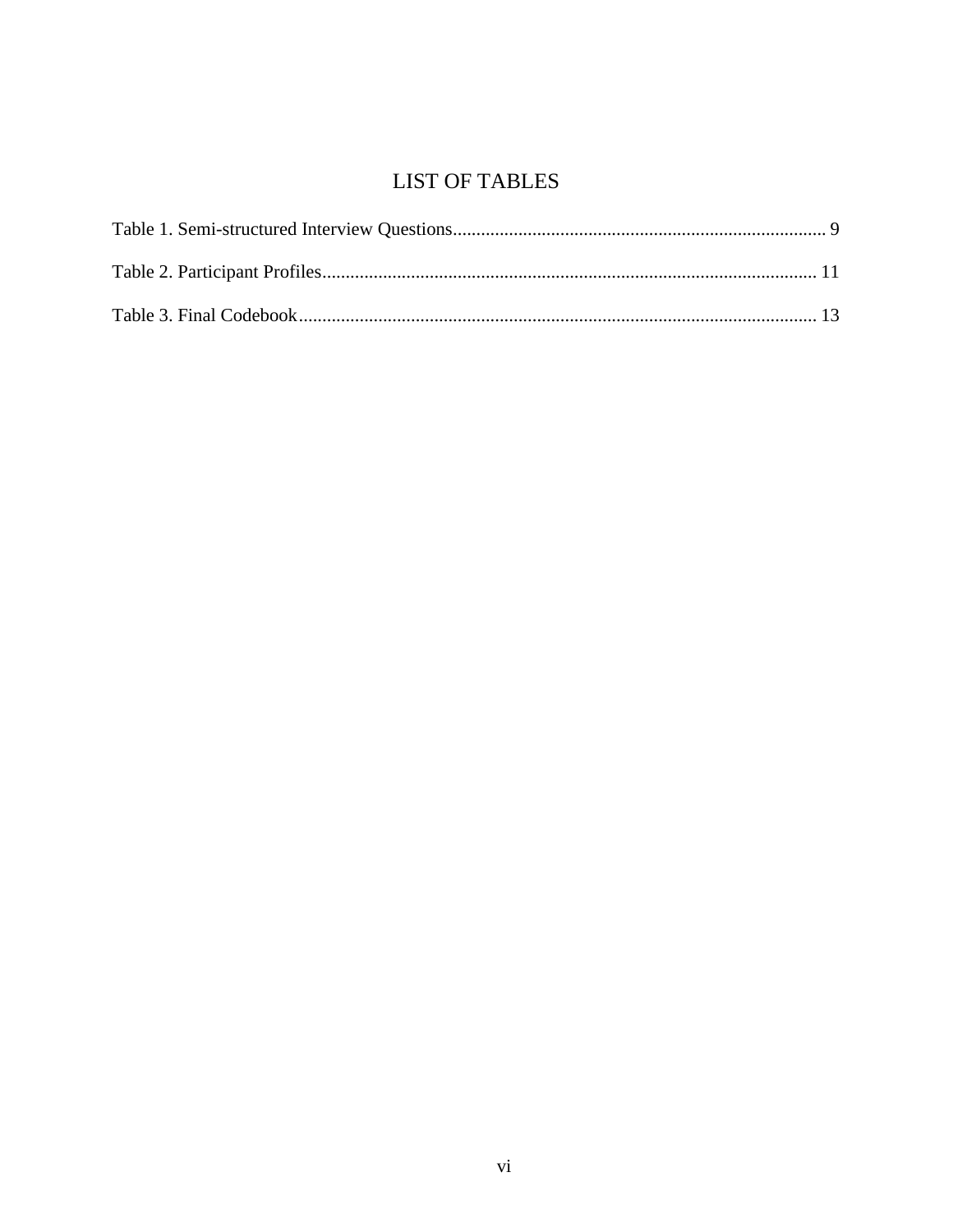# LIST OF TABLES

Table 1. Semi-structured Interview Questions................................................................................ 9

Table 2. Participant Profiles......................................................................................................... 11

Table 3. Final Codebook.............................................................................................................. 13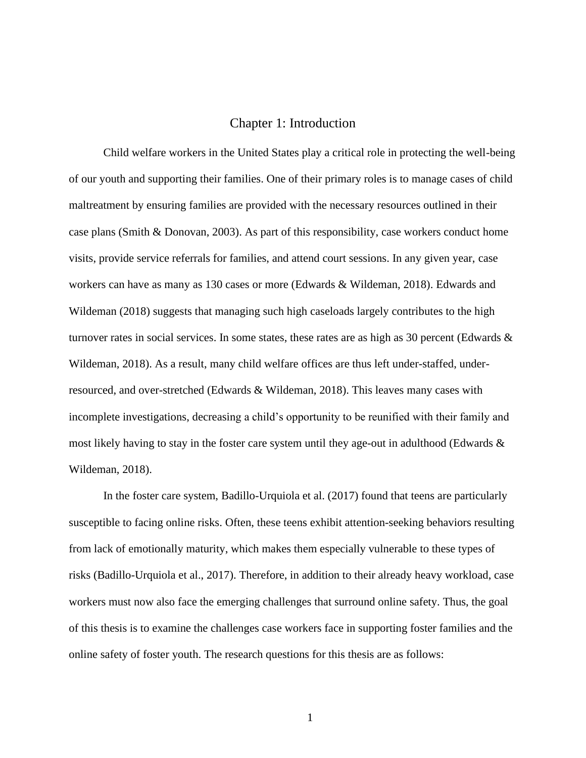# Chapter 1: Introduction

Child welfare workers in the United States play a critical role in protecting the well-being of our youth and supporting their families. One of their primary roles is to manage cases of child maltreatment by ensuring families are provided with the necessary resources outlined in their case plans (Smith & Donovan, 2003). As part of this responsibility, case workers conduct home visits, provide service referrals for families, and attend court sessions. In any given year, case workers can have as many as 130 cases or more (Edwards & Wildeman, 2018). Edwards and Wildeman (2018) suggests that managing such high caseloads largely contributes to the high turnover rates in social services. In some states, these rates are as high as 30 percent (Edwards & Wildeman, 2018). As a result, many child welfare offices are thus left under-staffed, under-resourced, and over-stretched (Edwards & Wildeman, 2018). This leaves many cases with incomplete investigations, decreasing a child's opportunity to be reunified with their family and most likely having to stay in the foster care system until they age-out in adulthood (Edwards & Wildeman, 2018).

In the foster care system, Badillo-Urquiola et al. (2017) found that teens are particularly susceptible to facing online risks. Often, these teens exhibit attention-seeking behaviors resulting from lack of emotionally maturity, which makes them especially vulnerable to these types of risks (Badillo-Urquiola et al., 2017). Therefore, in addition to their already heavy workload, case workers must now also face the emerging challenges that surround online safety. Thus, the goal of this thesis is to examine the challenges case workers face in supporting foster families and the online safety of foster youth. The research questions for this thesis are as follows: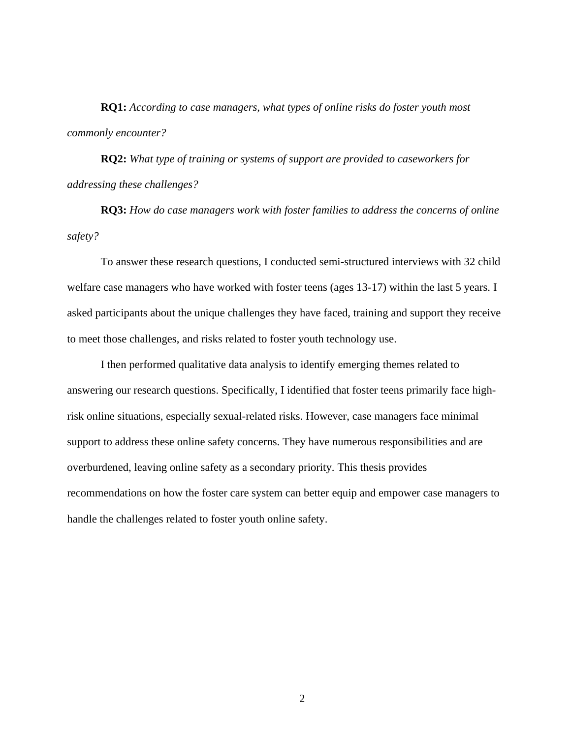**RQ1:** *According to case managers, what types of online risks do foster youth most commonly encounter?*

**RQ2:** *What type of training or systems of support are provided to caseworkers for addressing these challenges?*

**RQ3:** *How do case managers work with foster families to address the concerns of online safety?*

To answer these research questions, I conducted semi-structured interviews with 32 child welfare case managers who have worked with foster teens (ages 13-17) within the last 5 years. I asked participants about the unique challenges they have faced, training and support they receive to meet those challenges, and risks related to foster youth technology use.

I then performed qualitative data analysis to identify emerging themes related to answering our research questions. Specifically, I identified that foster teens primarily face high-risk online situations, especially sexual-related risks. However, case managers face minimal support to address these online safety concerns. They have numerous responsibilities and are overburdened, leaving online safety as a secondary priority. This thesis provides recommendations on how the foster care system can better equip and empower case managers to handle the challenges related to foster youth online safety.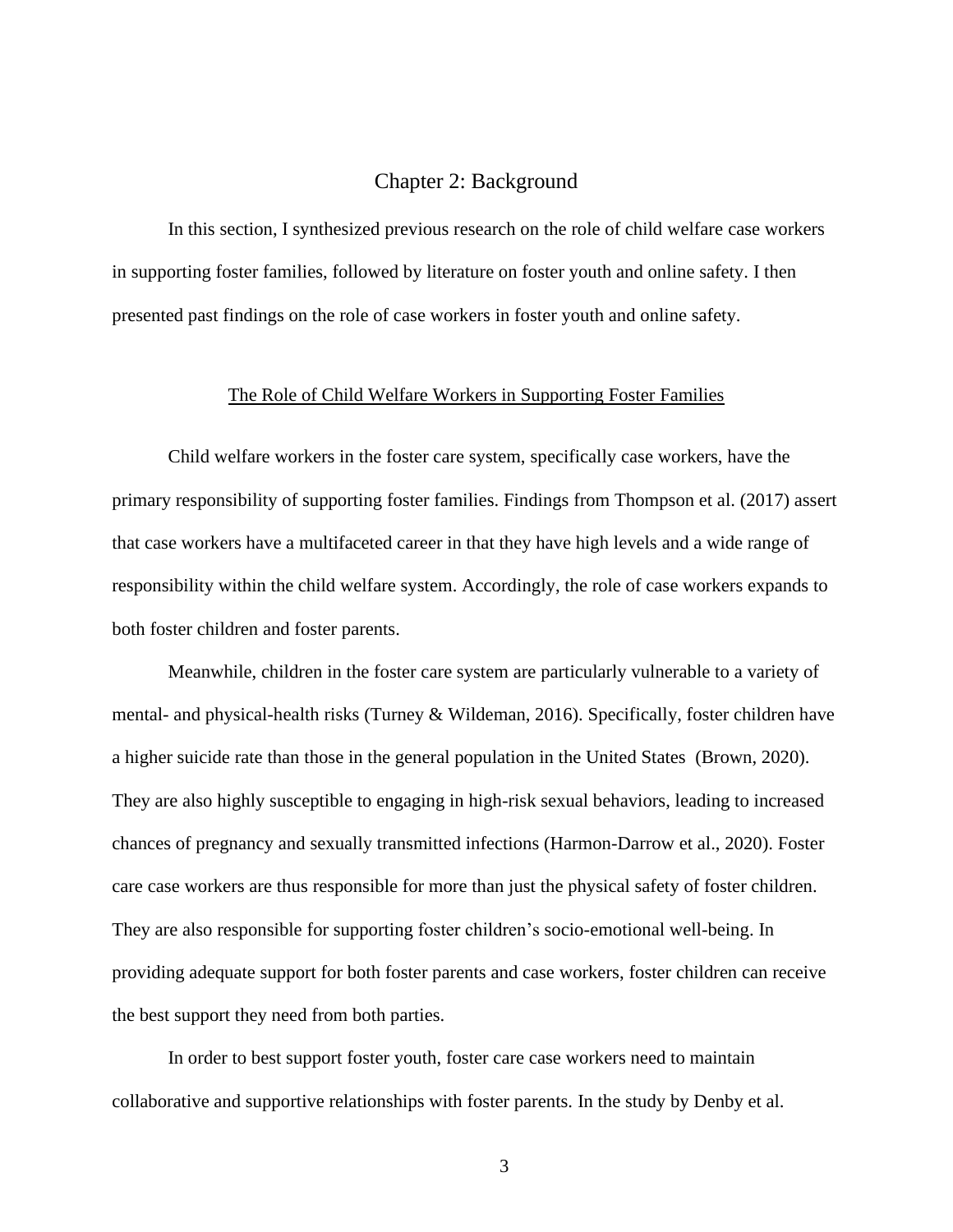# Chapter 2: Background

In this section, I synthesized previous research on the role of child welfare case workers in supporting foster families, followed by literature on foster youth and online safety. I then presented past findings on the role of case workers in foster youth and online safety.

## The Role of Child Welfare Workers in Supporting Foster Families

Child welfare workers in the foster care system, specifically case workers, have the primary responsibility of supporting foster families. Findings from Thompson et al. (2017) assert that case workers have a multifaceted career in that they have high levels and a wide range of responsibility within the child welfare system. Accordingly, the role of case workers expands to both foster children and foster parents.

Meanwhile, children in the foster care system are particularly vulnerable to a variety of mental- and physical-health risks (Turney & Wildeman, 2016). Specifically, foster children have a higher suicide rate than those in the general population in the United States (Brown, 2020). They are also highly susceptible to engaging in high-risk sexual behaviors, leading to increased chances of pregnancy and sexually transmitted infections (Harmon-Darrow et al., 2020). Foster care case workers are thus responsible for more than just the physical safety of foster children. They are also responsible for supporting foster children's socio-emotional well-being. In providing adequate support for both foster parents and case workers, foster children can receive the best support they need from both parties.

In order to best support foster youth, foster care case workers need to maintain collaborative and supportive relationships with foster parents. In the study by Denby et al.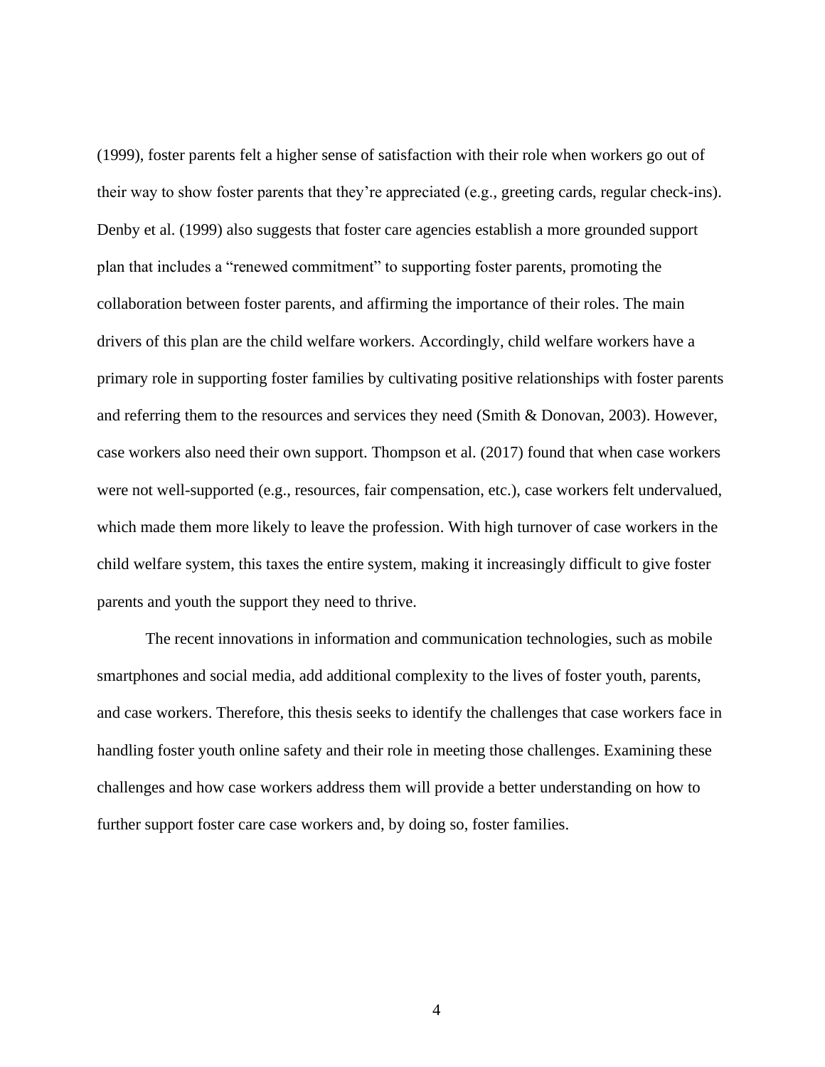(1999), foster parents felt a higher sense of satisfaction with their role when workers go out of their way to show foster parents that they're appreciated (e.g., greeting cards, regular check-ins). Denby et al. (1999) also suggests that foster care agencies establish a more grounded support plan that includes a "renewed commitment" to supporting foster parents, promoting the collaboration between foster parents, and affirming the importance of their roles. The main drivers of this plan are the child welfare workers. Accordingly, child welfare workers have a primary role in supporting foster families by cultivating positive relationships with foster parents and referring them to the resources and services they need (Smith & Donovan, 2003). However, case workers also need their own support. Thompson et al. (2017) found that when case workers were not well-supported (e.g., resources, fair compensation, etc.), case workers felt undervalued, which made them more likely to leave the profession. With high turnover of case workers in the child welfare system, this taxes the entire system, making it increasingly difficult to give foster parents and youth the support they need to thrive.

The recent innovations in information and communication technologies, such as mobile smartphones and social media, add additional complexity to the lives of foster youth, parents, and case workers. Therefore, this thesis seeks to identify the challenges that case workers face in handling foster youth online safety and their role in meeting those challenges. Examining these challenges and how case workers address them will provide a better understanding on how to further support foster care case workers and, by doing so, foster families.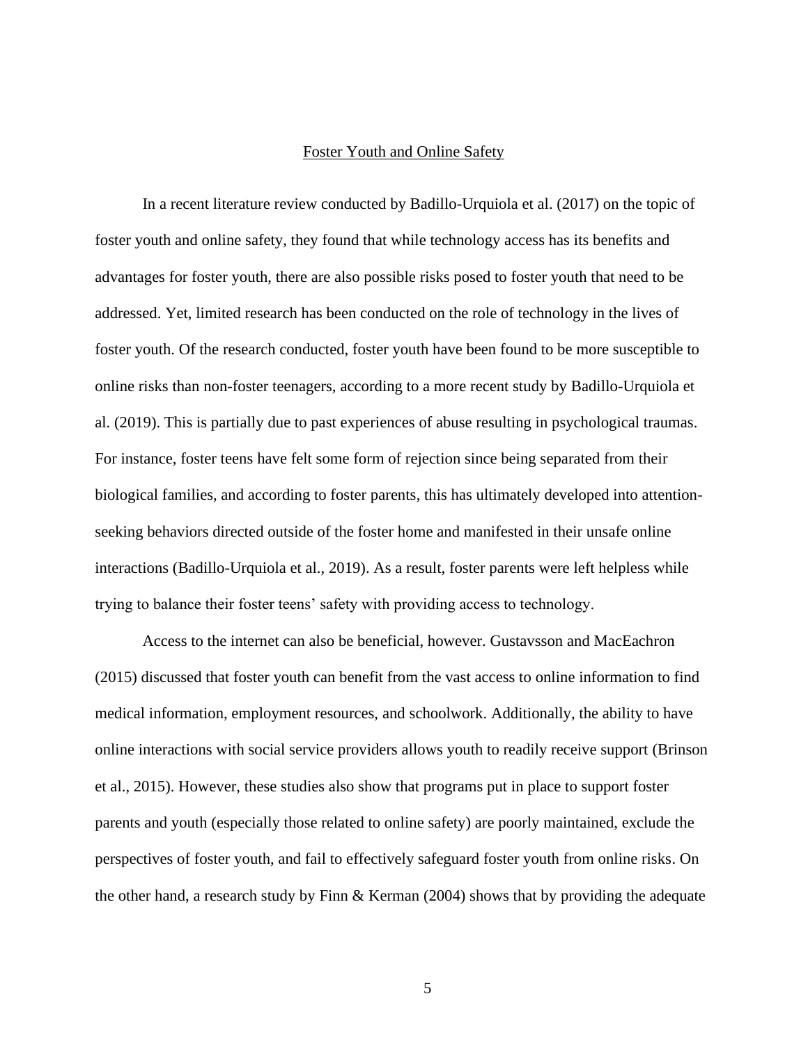## Foster Youth and Online Safety

In a recent literature review conducted by Badillo-Urquiola et al. (2017) on the topic of foster youth and online safety, they found that while technology access has its benefits and advantages for foster youth, there are also possible risks posed to foster youth that need to be addressed. Yet, limited research has been conducted on the role of technology in the lives of foster youth. Of the research conducted, foster youth have been found to be more susceptible to online risks than non-foster teenagers, according to a more recent study by Badillo-Urquiola et al. (2019). This is partially due to past experiences of abuse resulting in psychological traumas. For instance, foster teens have felt some form of rejection since being separated from their biological families, and according to foster parents, this has ultimately developed into attention-seeking behaviors directed outside of the foster home and manifested in their unsafe online interactions (Badillo-Urquiola et al., 2019). As a result, foster parents were left helpless while trying to balance their foster teens' safety with providing access to technology.

Access to the internet can also be beneficial, however. Gustavsson and MacEachron (2015) discussed that foster youth can benefit from the vast access to online information to find medical information, employment resources, and schoolwork. Additionally, the ability to have online interactions with social service providers allows youth to readily receive support (Brinson et al., 2015). However, these studies also show that programs put in place to support foster parents and youth (especially those related to online safety) are poorly maintained, exclude the perspectives of foster youth, and fail to effectively safeguard foster youth from online risks. On the other hand, a research study by Finn & Kerman (2004) shows that by providing the adequate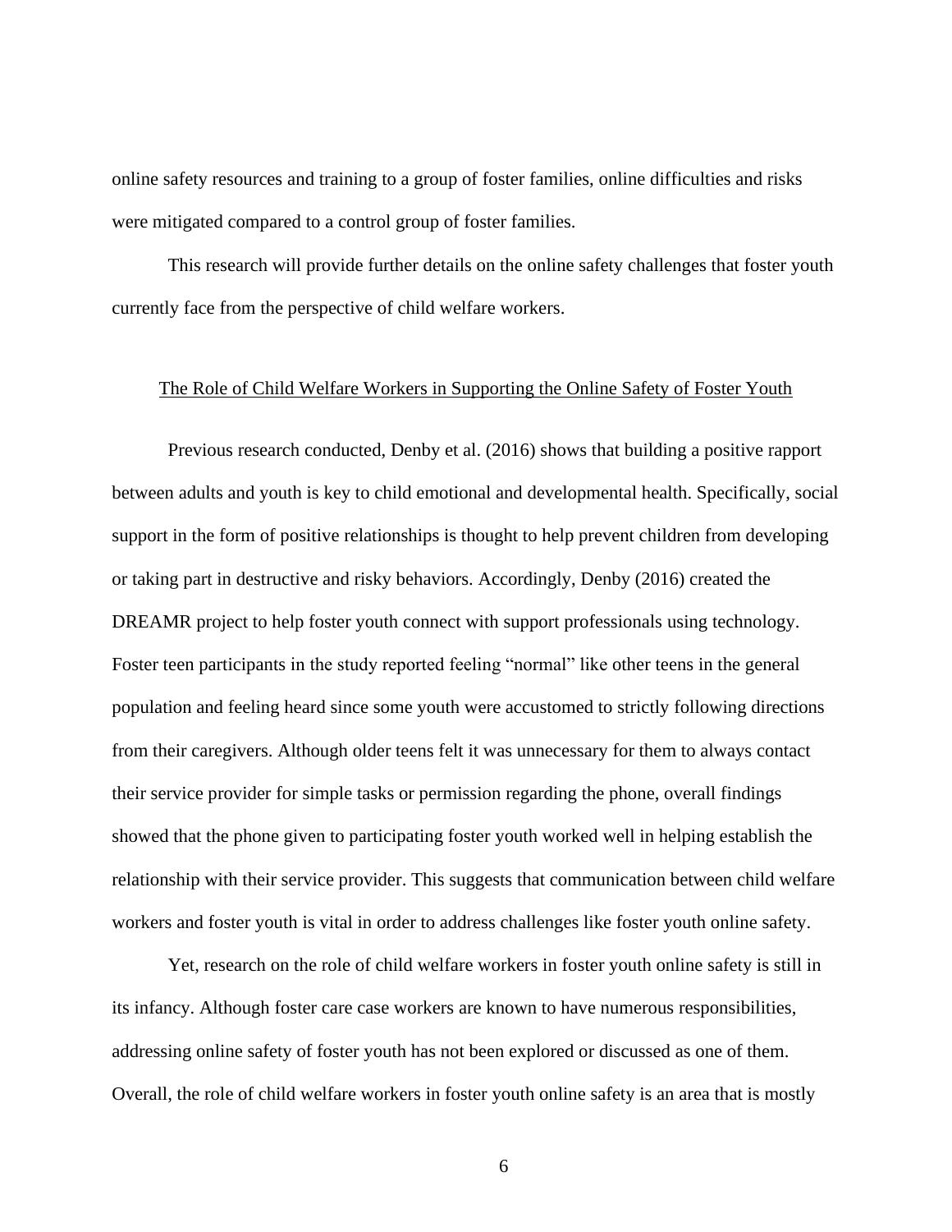online safety resources and training to a group of foster families, online difficulties and risks were mitigated compared to a control group of foster families.

This research will provide further details on the online safety challenges that foster youth currently face from the perspective of child welfare workers.

## The Role of Child Welfare Workers in Supporting the Online Safety of Foster Youth

Previous research conducted, Denby et al. (2016) shows that building a positive rapport between adults and youth is key to child emotional and developmental health. Specifically, social support in the form of positive relationships is thought to help prevent children from developing or taking part in destructive and risky behaviors. Accordingly, Denby (2016) created the DREAMR project to help foster youth connect with support professionals using technology. Foster teen participants in the study reported feeling "normal" like other teens in the general population and feeling heard since some youth were accustomed to strictly following directions from their caregivers. Although older teens felt it was unnecessary for them to always contact their service provider for simple tasks or permission regarding the phone, overall findings showed that the phone given to participating foster youth worked well in helping establish the relationship with their service provider. This suggests that communication between child welfare workers and foster youth is vital in order to address challenges like foster youth online safety.

Yet, research on the role of child welfare workers in foster youth online safety is still in its infancy. Although foster care case workers are known to have numerous responsibilities, addressing online safety of foster youth has not been explored or discussed as one of them. Overall, the role of child welfare workers in foster youth online safety is an area that is mostly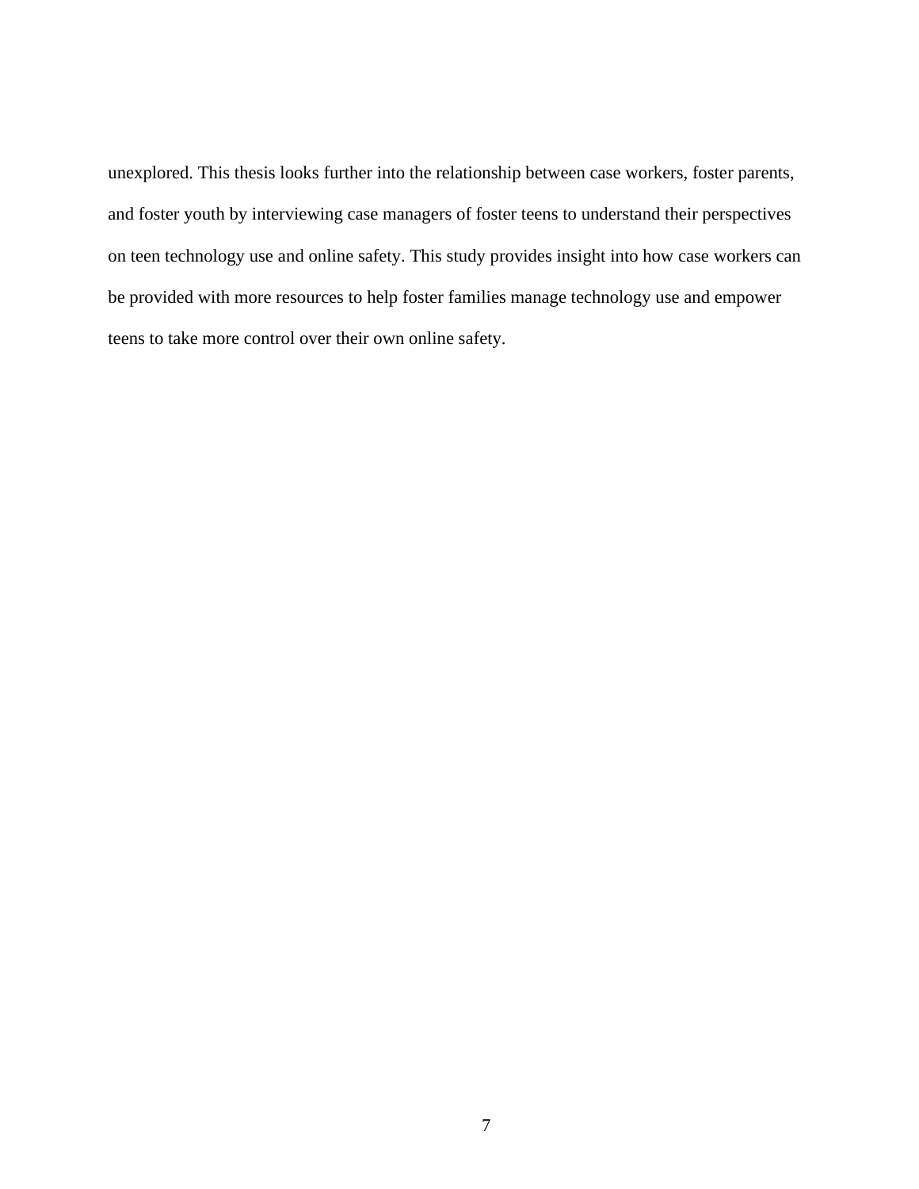unexplored. This thesis looks further into the relationship between case workers, foster parents, and foster youth by interviewing case managers of foster teens to understand their perspectives on teen technology use and online safety. This study provides insight into how case workers can be provided with more resources to help foster families manage technology use and empower teens to take more control over their own online safety.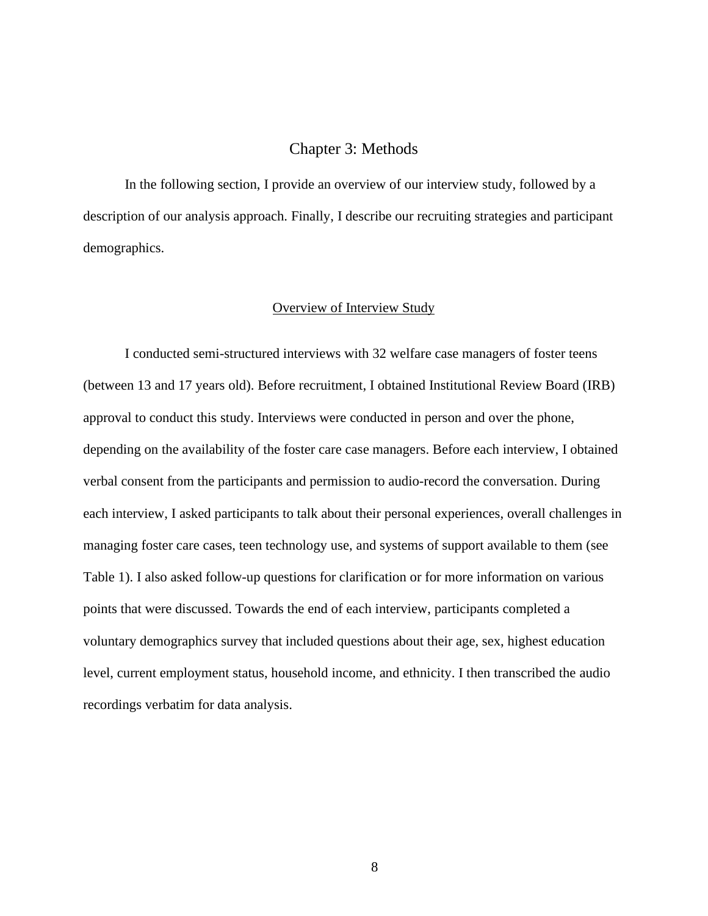# Chapter 3: Methods

In the following section, I provide an overview of our interview study, followed by a description of our analysis approach. Finally, I describe our recruiting strategies and participant demographics.

## Overview of Interview Study

I conducted semi-structured interviews with 32 welfare case managers of foster teens (between 13 and 17 years old). Before recruitment, I obtained Institutional Review Board (IRB) approval to conduct this study. Interviews were conducted in person and over the phone, depending on the availability of the foster care case managers. Before each interview, I obtained verbal consent from the participants and permission to audio-record the conversation. During each interview, I asked participants to talk about their personal experiences, overall challenges in managing foster care cases, teen technology use, and systems of support available to them (see Table 1). I also asked follow-up questions for clarification or for more information on various points that were discussed. Towards the end of each interview, participants completed a voluntary demographics survey that included questions about their age, sex, highest education level, current employment status, household income, and ethnicity. I then transcribed the audio recordings verbatim for data analysis.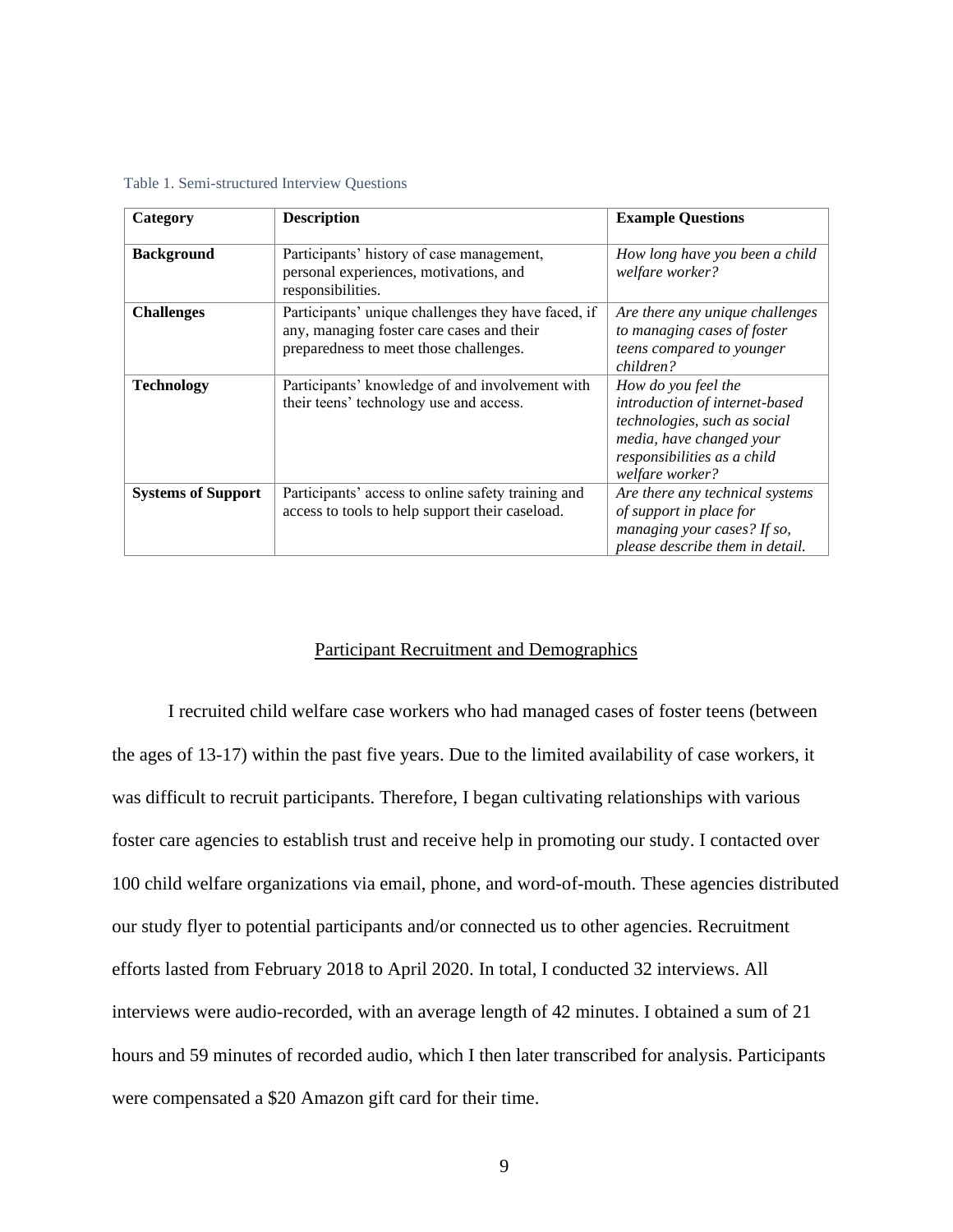Table 1. Semi-structured Interview Questions

| **Category** | **Description** | **Example Questions** |
|---|---|---|
| **Background** | Participants' history of case management, personal experiences, motivations, and responsibilities. | *How long have you been a child welfare worker?* |
| **Challenges** | Participants' unique challenges they have faced, if any, managing foster care cases and their preparedness to meet those challenges. | *Are there any unique challenges to managing cases of foster teens compared to younger children?* |
| **Technology** | Participants' knowledge of and involvement with their teens' technology use and access. | *How do you feel the introduction of internet-based technologies, such as social media, have changed your responsibilities as a child welfare worker?* |
| **Systems of Support** | Participants' access to online safety training and access to tools to help support their caseload. | *Are there any technical systems of support in place for managing your cases? If so, please describe them in detail.* |

## Participant Recruitment and Demographics

I recruited child welfare case workers who had managed cases of foster teens (between the ages of 13-17) within the past five years. Due to the limited availability of case workers, it was difficult to recruit participants. Therefore, I began cultivating relationships with various foster care agencies to establish trust and receive help in promoting our study. I contacted over 100 child welfare organizations via email, phone, and word-of-mouth. These agencies distributed our study flyer to potential participants and/or connected us to other agencies. Recruitment efforts lasted from February 2018 to April 2020. In total, I conducted 32 interviews. All interviews were audio-recorded, with an average length of 42 minutes. I obtained a sum of 21 hours and 59 minutes of recorded audio, which I then later transcribed for analysis. Participants were compensated a $20 Amazon gift card for their time.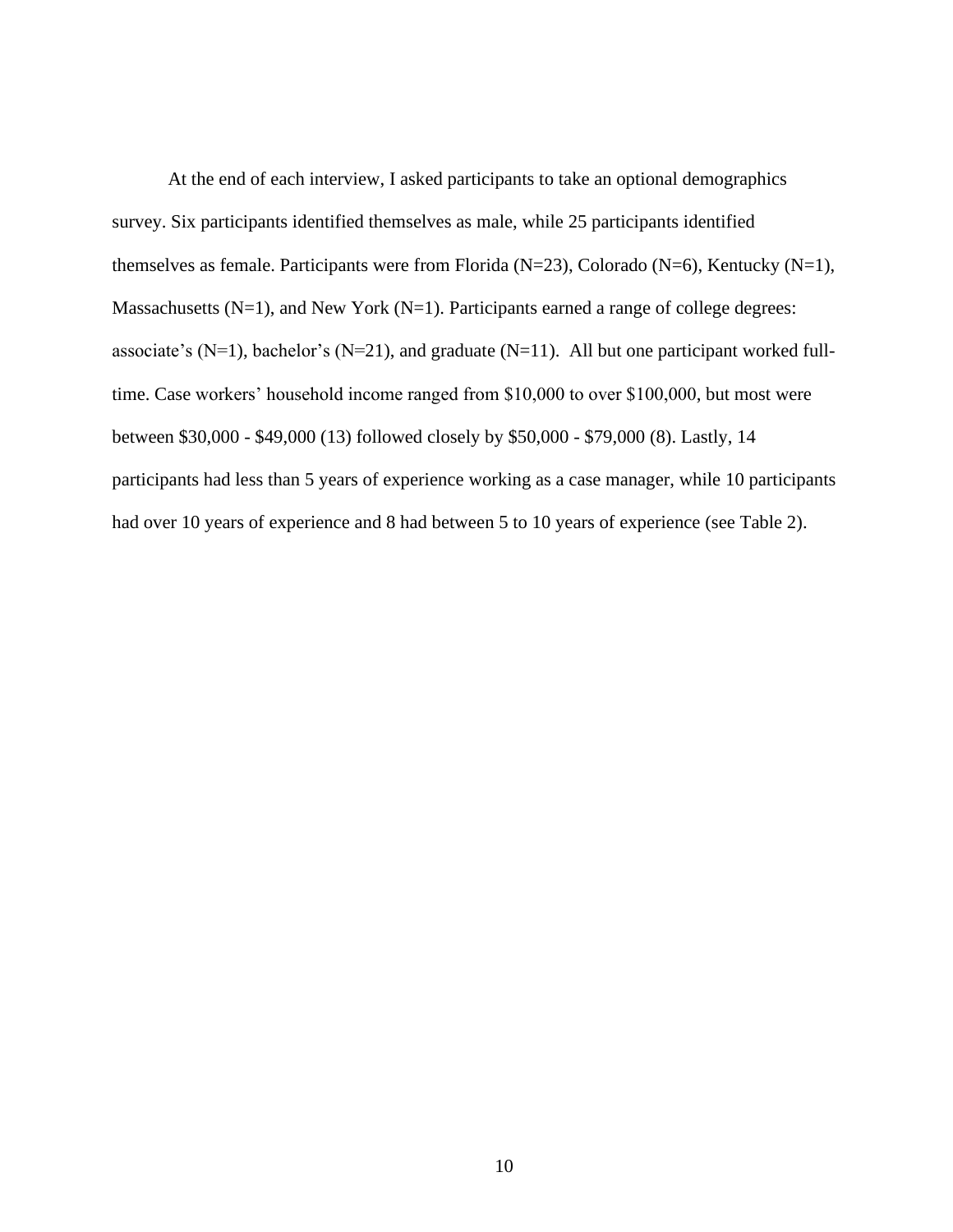At the end of each interview, I asked participants to take an optional demographics survey. Six participants identified themselves as male, while 25 participants identified themselves as female. Participants were from Florida (N=23), Colorado (N=6), Kentucky (N=1), Massachusetts (N=1), and New York (N=1). Participants earned a range of college degrees: associate's (N=1), bachelor's (N=21), and graduate (N=11).  All but one participant worked full-time. Case workers' household income ranged from $10,000 to over $100,000, but most were between $30,000 - $49,000 (13) followed closely by $50,000 - $79,000 (8). Lastly, 14 participants had less than 5 years of experience working as a case manager, while 10 participants had over 10 years of experience and 8 had between 5 to 10 years of experience (see Table 2).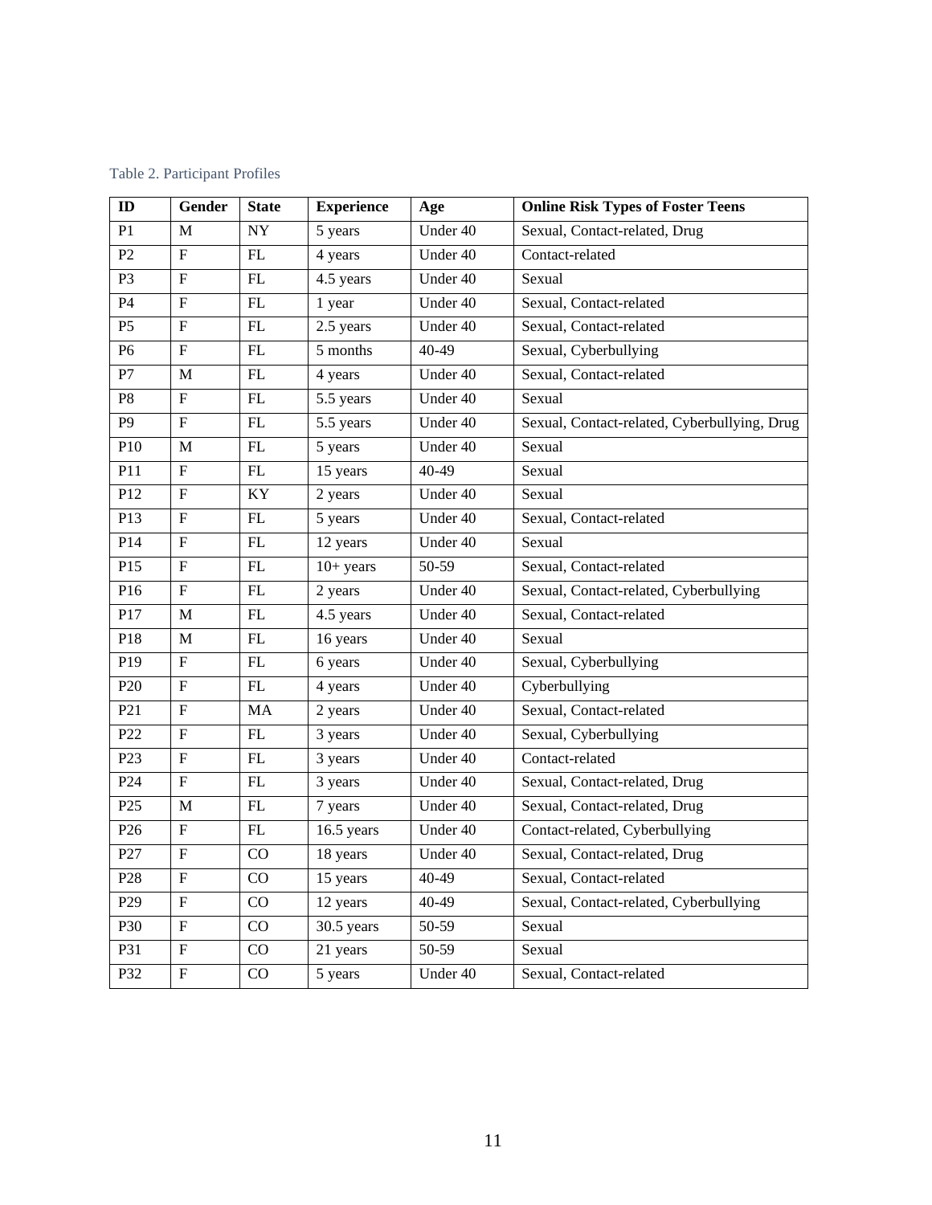Table 2. Participant Profiles

| ID | Gender | State | Experience | Age | Online Risk Types of Foster Teens |
| --- | --- | --- | --- | --- | --- |
| P1 | M | NY | 5 years | Under 40 | Sexual, Contact-related, Drug |
| P2 | F | FL | 4 years | Under 40 | Contact-related |
| P3 | F | FL | 4.5 years | Under 40 | Sexual |
| P4 | F | FL | 1 year | Under 40 | Sexual, Contact-related |
| P5 | F | FL | 2.5 years | Under 40 | Sexual, Contact-related |
| P6 | F | FL | 5 months | 40-49 | Sexual, Cyberbullying |
| P7 | M | FL | 4 years | Under 40 | Sexual, Contact-related |
| P8 | F | FL | 5.5 years | Under 40 | Sexual |
| P9 | F | FL | 5.5 years | Under 40 | Sexual, Contact-related, Cyberbullying, Drug |
| P10 | M | FL | 5 years | Under 40 | Sexual |
| P11 | F | FL | 15 years | 40-49 | Sexual |
| P12 | F | KY | 2 years | Under 40 | Sexual |
| P13 | F | FL | 5 years | Under 40 | Sexual, Contact-related |
| P14 | F | FL | 12 years | Under 40 | Sexual |
| P15 | F | FL | 10+ years | 50-59 | Sexual, Contact-related |
| P16 | F | FL | 2 years | Under 40 | Sexual, Contact-related, Cyberbullying |
| P17 | M | FL | 4.5 years | Under 40 | Sexual, Contact-related |
| P18 | M | FL | 16 years | Under 40 | Sexual |
| P19 | F | FL | 6 years | Under 40 | Sexual, Cyberbullying |
| P20 | F | FL | 4 years | Under 40 | Cyberbullying |
| P21 | F | MA | 2 years | Under 40 | Sexual, Contact-related |
| P22 | F | FL | 3 years | Under 40 | Sexual, Cyberbullying |
| P23 | F | FL | 3 years | Under 40 | Contact-related |
| P24 | F | FL | 3 years | Under 40 | Sexual, Contact-related, Drug |
| P25 | M | FL | 7 years | Under 40 | Sexual, Contact-related, Drug |
| P26 | F | FL | 16.5 years | Under 40 | Contact-related, Cyberbullying |
| P27 | F | CO | 18 years | Under 40 | Sexual, Contact-related, Drug |
| P28 | F | CO | 15 years | 40-49 | Sexual, Contact-related |
| P29 | F | CO | 12 years | 40-49 | Sexual, Contact-related, Cyberbullying |
| P30 | F | CO | 30.5 years | 50-59 | Sexual |
| P31 | F | CO | 21 years | 50-59 | Sexual |
| P32 | F | CO | 5 years | Under 40 | Sexual, Contact-related |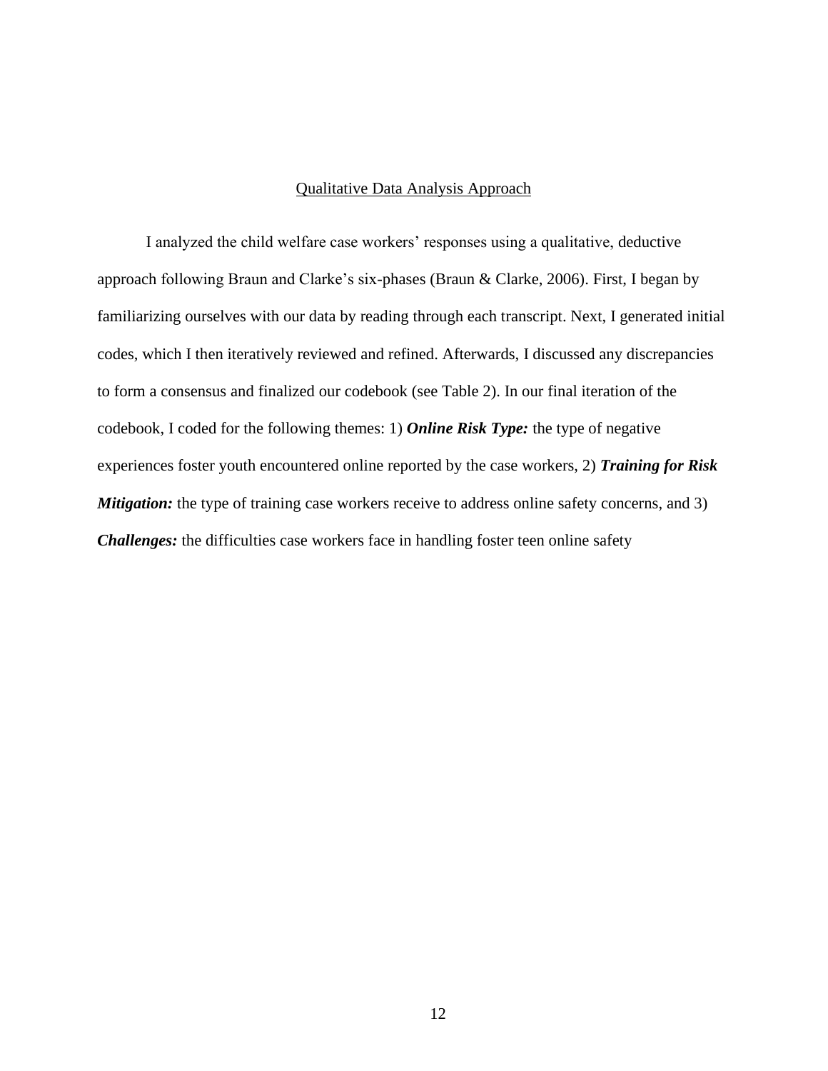## Qualitative Data Analysis Approach

I analyzed the child welfare case workers' responses using a qualitative, deductive approach following Braun and Clarke's six-phases (Braun & Clarke, 2006). First, I began by familiarizing ourselves with our data by reading through each transcript. Next, I generated initial codes, which I then iteratively reviewed and refined. Afterwards, I discussed any discrepancies to form a consensus and finalized our codebook (see Table 2). In our final iteration of the codebook, I coded for the following themes: 1) ***Online Risk Type:*** the type of negative experiences foster youth encountered online reported by the case workers, 2) ***Training for Risk Mitigation:*** the type of training case workers receive to address online safety concerns, and 3) ***Challenges:*** the difficulties case workers face in handling foster teen online safety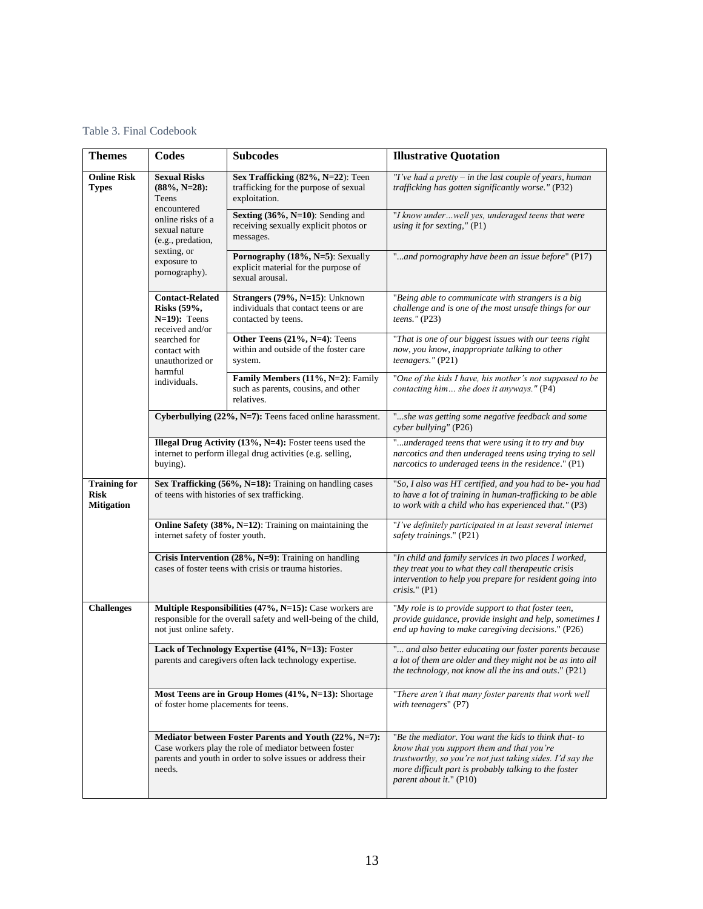Table 3. Final Codebook

| Themes | Codes | Subcodes | Illustrative Quotation |
|---|---|---|---|
| **Online Risk Types** | **Sexual Risks (88%, N=28):** Teens encountered online risks of a sexual nature (e.g., predation, sexting, or exposure to pornography). | **Sex Trafficking (82%, N=22)**: Teen trafficking for the purpose of sexual exploitation. | *"I've had a pretty – in the last couple of years, human trafficking has gotten significantly worse."* (P32) |
| | | **Sexting (36%, N=10)**: Sending and receiving sexually explicit photos or messages. | "*I know under…well yes, underaged teens that were using it for sexting,*" (P1) |
| | | **Pornography (18%, N=5)**: Sexually explicit material for the purpose of sexual arousal. | "*...and pornography have been an issue before*" (P17) |
| | **Contact-Related Risks (59%, N=19):** Teens received and/or searched for contact with unauthorized or harmful individuals. | **Strangers (79%, N=15)**: Unknown individuals that contact teens or are contacted by teens. | "*Being able to communicate with strangers is a big challenge and is one of the most unsafe things for our teens."* (P23) |
| | | **Other Teens (21%, N=4)**: Teens within and outside of the foster care system. | "*That is one of our biggest issues with our teens right now, you know, inappropriate talking to other teenagers."* (P21) |
| | | **Family Members (11%, N=2)**: Family such as parents, cousins, and other relatives. | "*One of the kids I have, his mother's not supposed to be contacting him… she does it anyways."* (P4) |
| | **Cyberbullying (22%, N=7):** Teens faced online harassment. | | "*...she was getting some negative feedback and some cyber bullying"* (P26) |
| | **Illegal Drug Activity (13%, N=4):** Foster teens used the internet to perform illegal drug activities (e.g. selling, buying). | | "*...underaged teens that were using it to try and buy narcotics and then underaged teens using trying to sell narcotics to underaged teens in the residence*." (P1) |
| **Training for Risk Mitigation** | **Sex Trafficking (56%, N=18):** Training on handling cases of teens with histories of sex trafficking. | | "*So, I also was HT certified, and you had to be- you had to have a lot of training in human-trafficking to be able to work with a child who has experienced that."* (P3) |
| | **Online Safety (38%, N=12)**: Training on maintaining the internet safety of foster youth. | | "*I've definitely participated in at least several internet safety trainings*." (P21) |
| | **Crisis Intervention (28%, N=9)**: Training on handling cases of foster teens with crisis or trauma histories. | | "*In child and family services in two places I worked, they treat you to what they call therapeutic crisis intervention to help you prepare for resident going into crisis.*" (P1) |
| **Challenges** | **Multiple Responsibilities (47%, N=15):** Case workers are responsible for the overall safety and well-being of the child, not just online safety. | | "*My role is to provide support to that foster teen, provide guidance, provide insight and help, sometimes I end up having to make caregiving decisions*." (P26) |
| | **Lack of Technology Expertise (41%, N=13):** Foster parents and caregivers often lack technology expertise. | | "*... and also better educating our foster parents because a lot of them are older and they might not be as into all the technology, not know all the ins and outs*." (P21) |
| | **Most Teens are in Group Homes (41%, N=13):** Shortage of foster home placements for teens. | | "*There aren't that many foster parents that work well with teenagers*" (P7) |
| | **Mediator between Foster Parents and Youth (22%, N=7):** Case workers play the role of mediator between foster parents and youth in order to solve issues or address their needs. | | "*Be the mediator. You want the kids to think that- to know that you support them and that you're trustworthy, so you're not just taking sides. I'd say the more difficult part is probably talking to the foster parent about it.*" (P10) |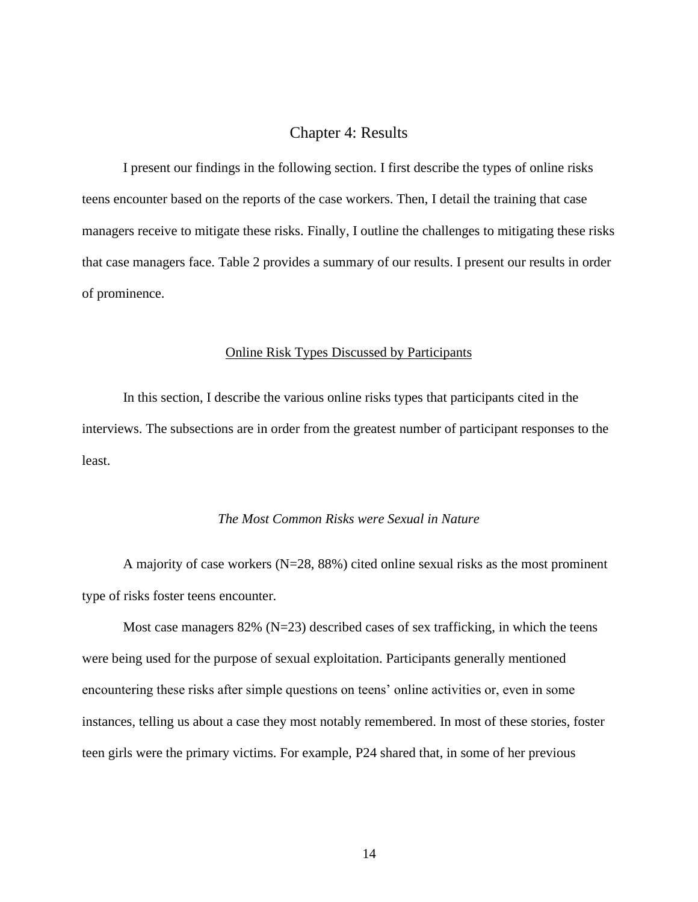# Chapter 4: Results

I present our findings in the following section. I first describe the types of online risks teens encounter based on the reports of the case workers. Then, I detail the training that case managers receive to mitigate these risks. Finally, I outline the challenges to mitigating these risks that case managers face. Table 2 provides a summary of our results. I present our results in order of prominence.

## Online Risk Types Discussed by Participants

In this section, I describe the various online risks types that participants cited in the interviews. The subsections are in order from the greatest number of participant responses to the least.

### *The Most Common Risks were Sexual in Nature*

A majority of case workers (N=28, 88%) cited online sexual risks as the most prominent type of risks foster teens encounter.

Most case managers 82% (N=23) described cases of sex trafficking, in which the teens were being used for the purpose of sexual exploitation. Participants generally mentioned encountering these risks after simple questions on teens' online activities or, even in some instances, telling us about a case they most notably remembered. In most of these stories, foster teen girls were the primary victims. For example, P24 shared that, in some of her previous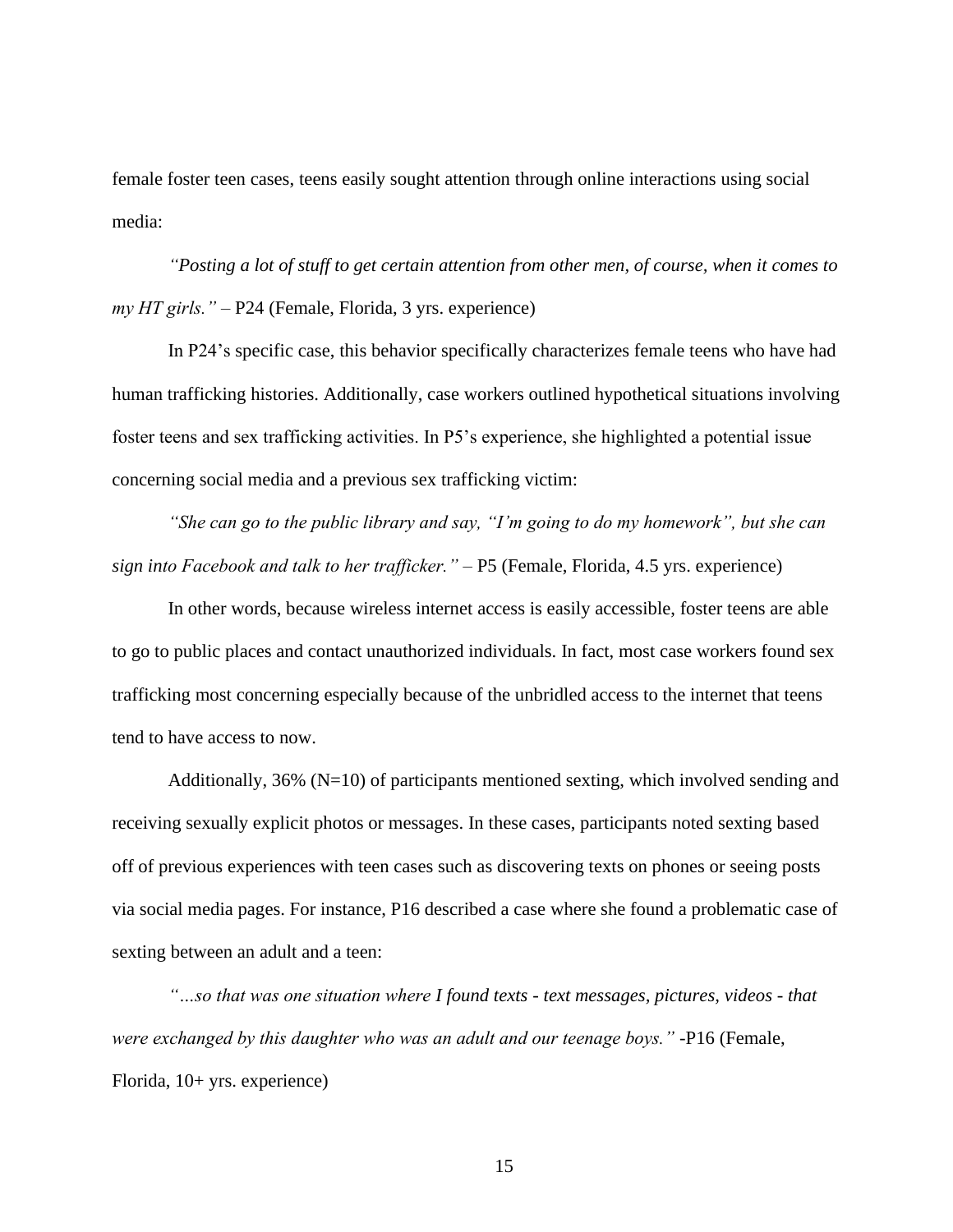female foster teen cases, teens easily sought attention through online interactions using social media:

*"Posting a lot of stuff to get certain attention from other men, of course, when it comes to my HT girls."* – P24 (Female, Florida, 3 yrs. experience)

In P24's specific case, this behavior specifically characterizes female teens who have had human trafficking histories. Additionally, case workers outlined hypothetical situations involving foster teens and sex trafficking activities. In P5's experience, she highlighted a potential issue concerning social media and a previous sex trafficking victim:

*"She can go to the public library and say, "I'm going to do my homework", but she can sign into Facebook and talk to her trafficker."* – P5 (Female, Florida, 4.5 yrs. experience)

In other words, because wireless internet access is easily accessible, foster teens are able to go to public places and contact unauthorized individuals. In fact, most case workers found sex trafficking most concerning especially because of the unbridled access to the internet that teens tend to have access to now.

Additionally, 36% (N=10) of participants mentioned sexting, which involved sending and receiving sexually explicit photos or messages. In these cases, participants noted sexting based off of previous experiences with teen cases such as discovering texts on phones or seeing posts via social media pages. For instance, P16 described a case where she found a problematic case of sexting between an adult and a teen:

*"…so that was one situation where I found texts - text messages, pictures, videos - that were exchanged by this daughter who was an adult and our teenage boys."* -P16 (Female, Florida, 10+ yrs. experience)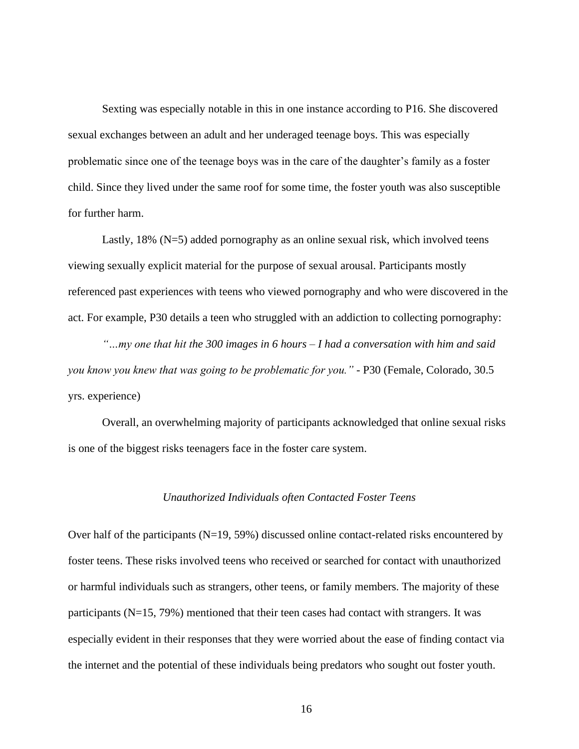Sexting was especially notable in this in one instance according to P16. She discovered sexual exchanges between an adult and her underaged teenage boys. This was especially problematic since one of the teenage boys was in the care of the daughter's family as a foster child. Since they lived under the same roof for some time, the foster youth was also susceptible for further harm.

Lastly, 18% (N=5) added pornography as an online sexual risk, which involved teens viewing sexually explicit material for the purpose of sexual arousal. Participants mostly referenced past experiences with teens who viewed pornography and who were discovered in the act. For example, P30 details a teen who struggled with an addiction to collecting pornography:

*"…my one that hit the 300 images in 6 hours – I had a conversation with him and said you know you knew that was going to be problematic for you."* - P30 (Female, Colorado, 30.5 yrs. experience)

Overall, an overwhelming majority of participants acknowledged that online sexual risks is one of the biggest risks teenagers face in the foster care system.

### *Unauthorized Individuals often Contacted Foster Teens*

Over half of the participants (N=19, 59%) discussed online contact-related risks encountered by foster teens. These risks involved teens who received or searched for contact with unauthorized or harmful individuals such as strangers, other teens, or family members. The majority of these participants (N=15, 79%) mentioned that their teen cases had contact with strangers. It was especially evident in their responses that they were worried about the ease of finding contact via the internet and the potential of these individuals being predators who sought out foster youth.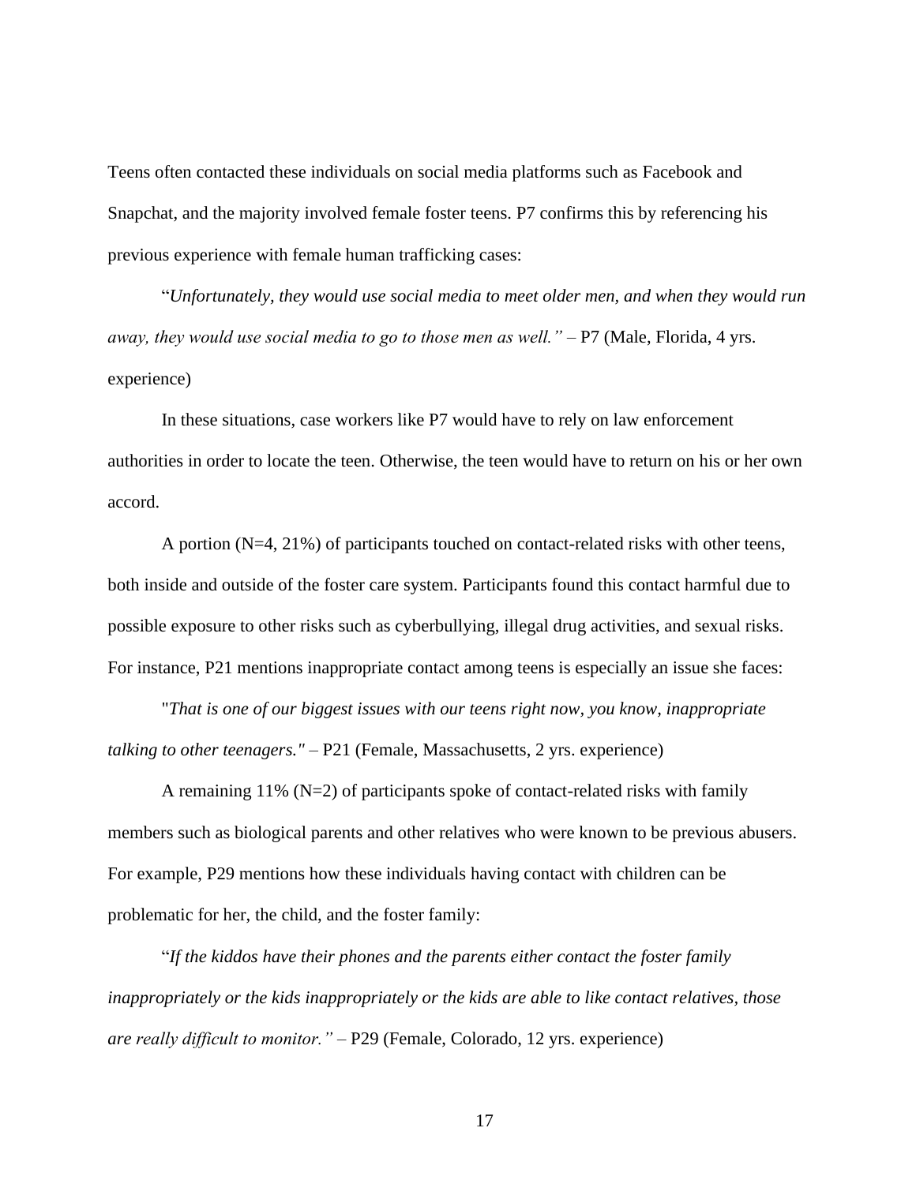Teens often contacted these individuals on social media platforms such as Facebook and Snapchat, and the majority involved female foster teens. P7 confirms this by referencing his previous experience with female human trafficking cases:

"*Unfortunately, they would use social media to meet older men, and when they would run away, they would use social media to go to those men as well."* – P7 (Male, Florida, 4 yrs. experience)

In these situations, case workers like P7 would have to rely on law enforcement authorities in order to locate the teen. Otherwise, the teen would have to return on his or her own accord.

A portion (N=4, 21%) of participants touched on contact-related risks with other teens, both inside and outside of the foster care system. Participants found this contact harmful due to possible exposure to other risks such as cyberbullying, illegal drug activities, and sexual risks. For instance, P21 mentions inappropriate contact among teens is especially an issue she faces:

"*That is one of our biggest issues with our teens right now, you know, inappropriate talking to other teenagers."* – P21 (Female, Massachusetts, 2 yrs. experience)

A remaining 11% (N=2) of participants spoke of contact-related risks with family members such as biological parents and other relatives who were known to be previous abusers. For example, P29 mentions how these individuals having contact with children can be problematic for her, the child, and the foster family:

"*If the kiddos have their phones and the parents either contact the foster family inappropriately or the kids inappropriately or the kids are able to like contact relatives, those are really difficult to monitor."* – P29 (Female, Colorado, 12 yrs. experience)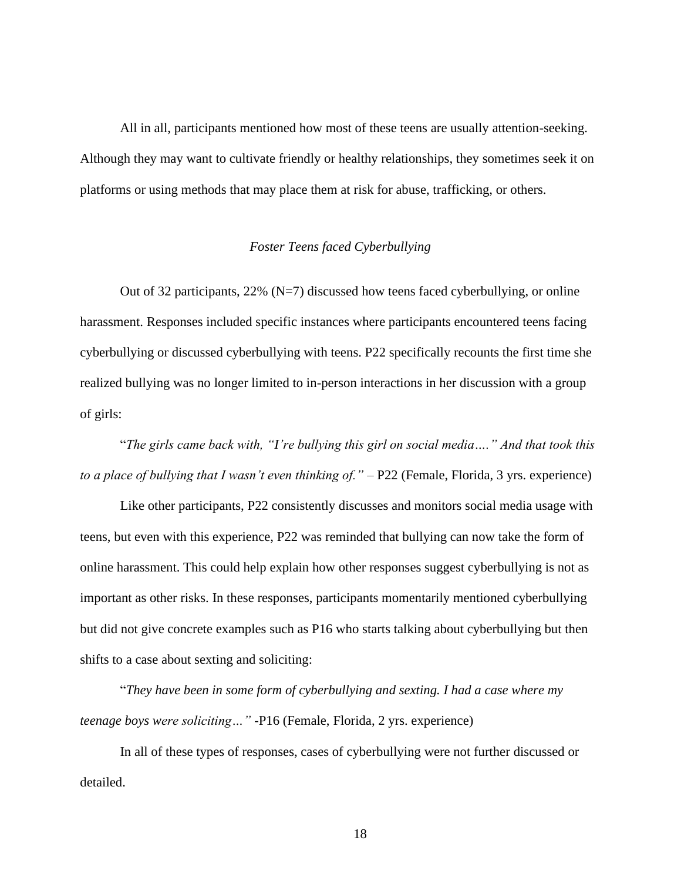All in all, participants mentioned how most of these teens are usually attention-seeking. Although they may want to cultivate friendly or healthy relationships, they sometimes seek it on platforms or using methods that may place them at risk for abuse, trafficking, or others.

### *Foster Teens faced Cyberbullying*

Out of 32 participants, 22% (N=7) discussed how teens faced cyberbullying, or online harassment. Responses included specific instances where participants encountered teens facing cyberbullying or discussed cyberbullying with teens. P22 specifically recounts the first time she realized bullying was no longer limited to in-person interactions in her discussion with a group of girls:

"*The girls came back with, "I're bullying this girl on social media…." And that took this to a place of bullying that I wasn't even thinking of."* – P22 (Female, Florida, 3 yrs. experience)

Like other participants, P22 consistently discusses and monitors social media usage with teens, but even with this experience, P22 was reminded that bullying can now take the form of online harassment. This could help explain how other responses suggest cyberbullying is not as important as other risks. In these responses, participants momentarily mentioned cyberbullying but did not give concrete examples such as P16 who starts talking about cyberbullying but then shifts to a case about sexting and soliciting:

"*They have been in some form of cyberbullying and sexting. I had a case where my teenage boys were soliciting…"* -P16 (Female, Florida, 2 yrs. experience)

In all of these types of responses, cases of cyberbullying were not further discussed or detailed.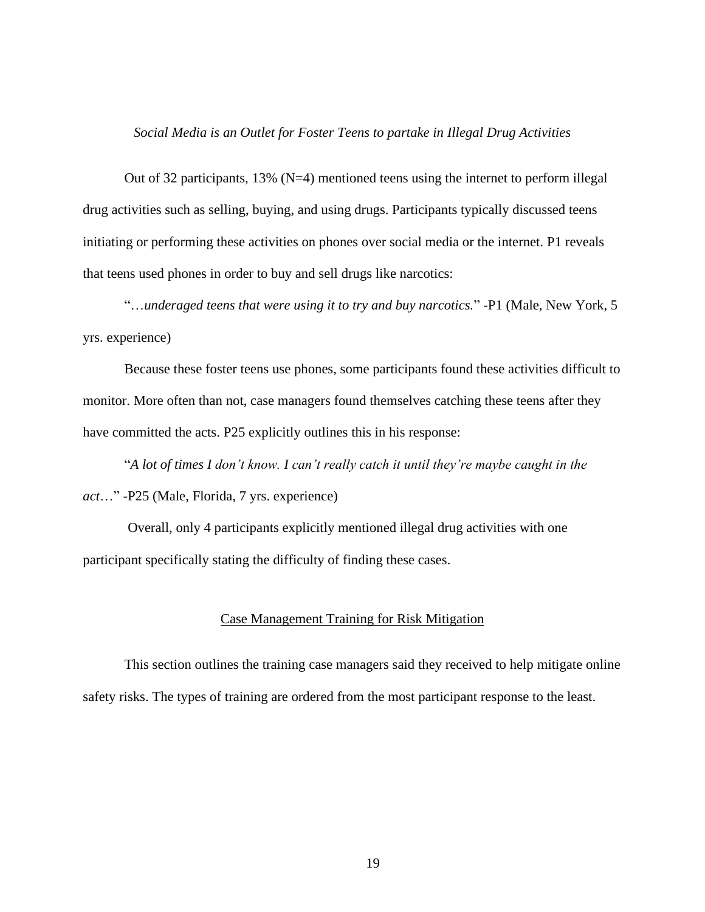### *Social Media is an Outlet for Foster Teens to partake in Illegal Drug Activities*

Out of 32 participants, 13% (N=4) mentioned teens using the internet to perform illegal drug activities such as selling, buying, and using drugs. Participants typically discussed teens initiating or performing these activities on phones over social media or the internet. P1 reveals that teens used phones in order to buy and sell drugs like narcotics:

"*…underaged teens that were using it to try and buy narcotics.*" -P1 (Male, New York, 5 yrs. experience)

Because these foster teens use phones, some participants found these activities difficult to monitor. More often than not, case managers found themselves catching these teens after they have committed the acts. P25 explicitly outlines this in his response:

"*A lot of times I don't know. I can't really catch it until they're maybe caught in the act*…" -P25 (Male, Florida, 7 yrs. experience)

Overall, only 4 participants explicitly mentioned illegal drug activities with one participant specifically stating the difficulty of finding these cases.

## Case Management Training for Risk Mitigation

This section outlines the training case managers said they received to help mitigate online safety risks. The types of training are ordered from the most participant response to the least.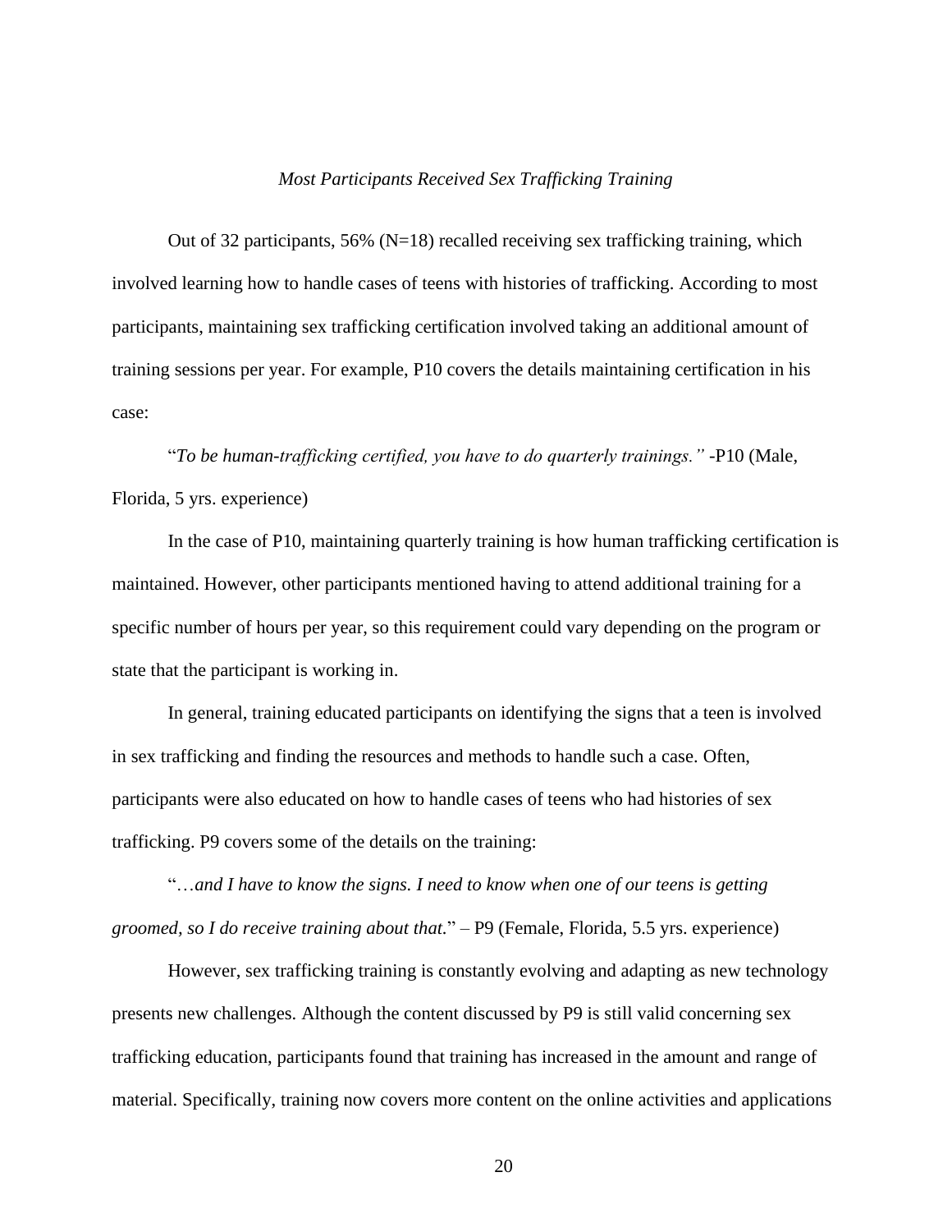### *Most Participants Received Sex Trafficking Training*

Out of 32 participants, 56% (N=18) recalled receiving sex trafficking training, which involved learning how to handle cases of teens with histories of trafficking. According to most participants, maintaining sex trafficking certification involved taking an additional amount of training sessions per year. For example, P10 covers the details maintaining certification in his case:

"*To be human-trafficking certified, you have to do quarterly trainings."* -P10 (Male, Florida, 5 yrs. experience)

In the case of P10, maintaining quarterly training is how human trafficking certification is maintained. However, other participants mentioned having to attend additional training for a specific number of hours per year, so this requirement could vary depending on the program or state that the participant is working in.

In general, training educated participants on identifying the signs that a teen is involved in sex trafficking and finding the resources and methods to handle such a case. Often, participants were also educated on how to handle cases of teens who had histories of sex trafficking. P9 covers some of the details on the training:

"*…and I have to know the signs. I need to know when one of our teens is getting groomed, so I do receive training about that.*" – P9 (Female, Florida, 5.5 yrs. experience)

However, sex trafficking training is constantly evolving and adapting as new technology presents new challenges. Although the content discussed by P9 is still valid concerning sex trafficking education, participants found that training has increased in the amount and range of material. Specifically, training now covers more content on the online activities and applications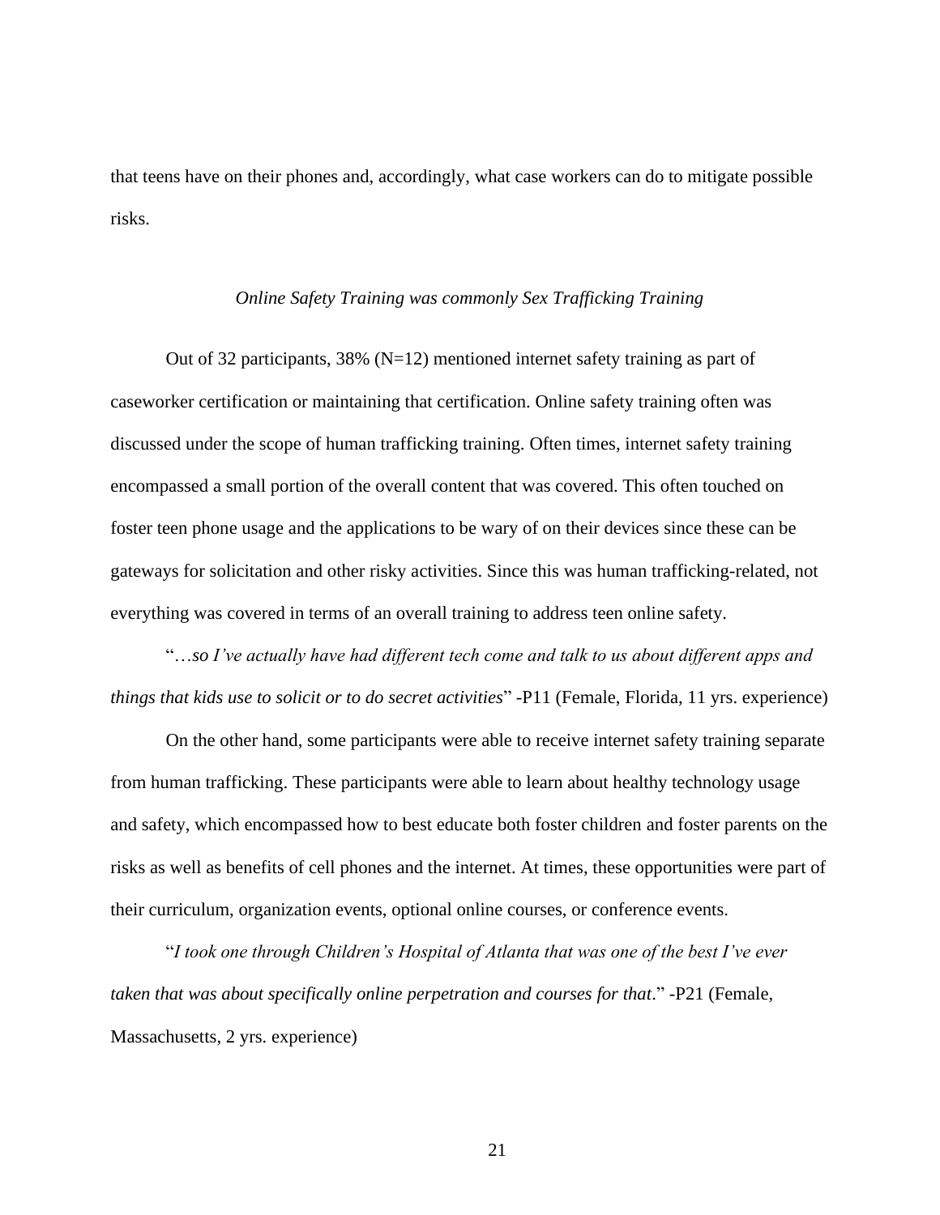that teens have on their phones and, accordingly, what case workers can do to mitigate possible risks.

### *Online Safety Training was commonly Sex Trafficking Training*

Out of 32 participants, 38% (N=12) mentioned internet safety training as part of caseworker certification or maintaining that certification. Online safety training often was discussed under the scope of human trafficking training. Often times, internet safety training encompassed a small portion of the overall content that was covered. This often touched on foster teen phone usage and the applications to be wary of on their devices since these can be gateways for solicitation and other risky activities. Since this was human trafficking-related, not everything was covered in terms of an overall training to address teen online safety.

"*…so I've actually have had different tech come and talk to us about different apps and things that kids use to solicit or to do secret activities*" -P11 (Female, Florida, 11 yrs. experience)

On the other hand, some participants were able to receive internet safety training separate from human trafficking. These participants were able to learn about healthy technology usage and safety, which encompassed how to best educate both foster children and foster parents on the risks as well as benefits of cell phones and the internet. At times, these opportunities were part of their curriculum, organization events, optional online courses, or conference events.

"*I took one through Children's Hospital of Atlanta that was one of the best I've ever taken that was about specifically online perpetration and courses for that*." -P21 (Female, Massachusetts, 2 yrs. experience)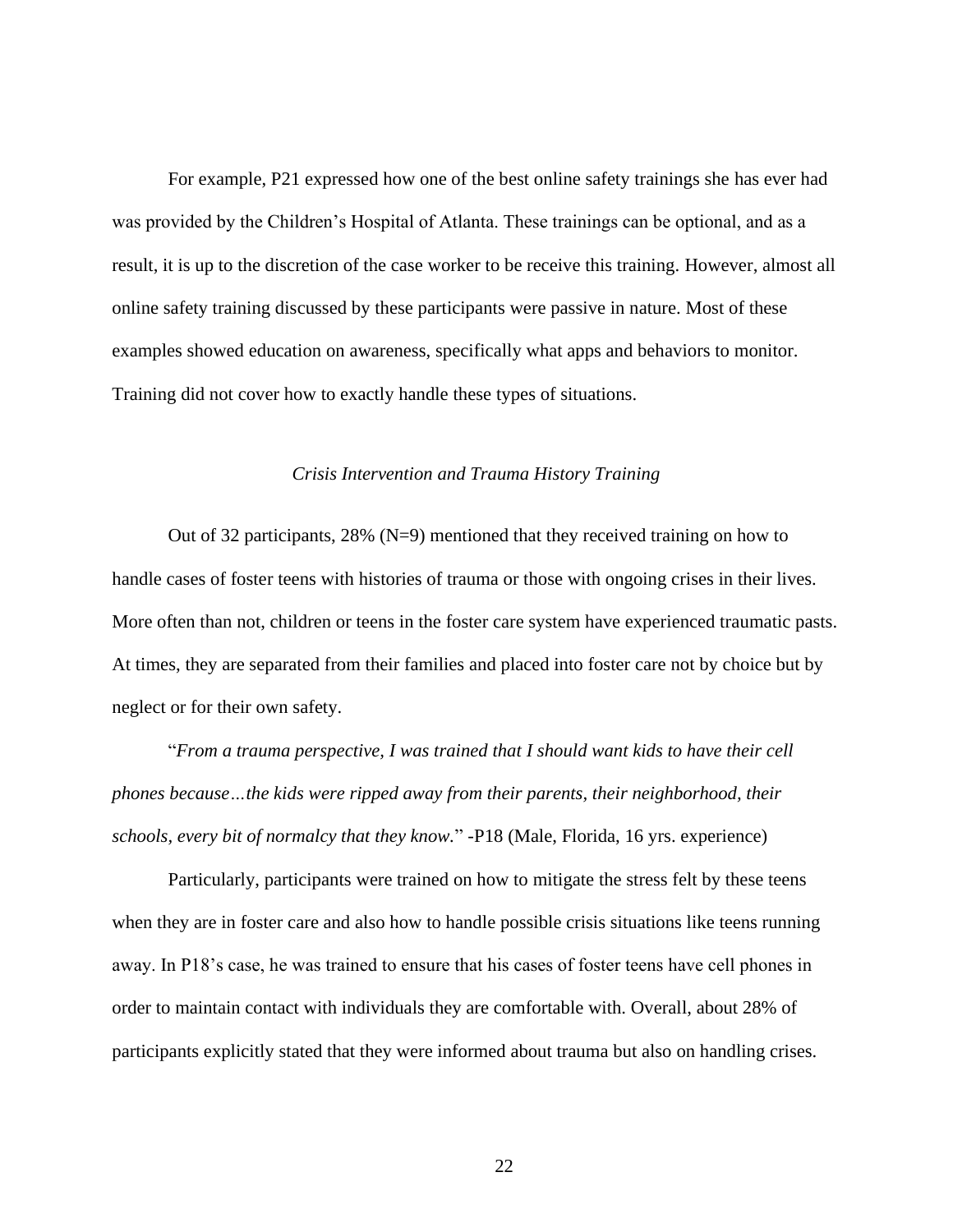For example, P21 expressed how one of the best online safety trainings she has ever had was provided by the Children's Hospital of Atlanta. These trainings can be optional, and as a result, it is up to the discretion of the case worker to be receive this training. However, almost all online safety training discussed by these participants were passive in nature. Most of these examples showed education on awareness, specifically what apps and behaviors to monitor. Training did not cover how to exactly handle these types of situations.

### *Crisis Intervention and Trauma History Training*

Out of 32 participants, 28% (N=9) mentioned that they received training on how to handle cases of foster teens with histories of trauma or those with ongoing crises in their lives. More often than not, children or teens in the foster care system have experienced traumatic pasts. At times, they are separated from their families and placed into foster care not by choice but by neglect or for their own safety.

"*From a trauma perspective, I was trained that I should want kids to have their cell phones because…the kids were ripped away from their parents, their neighborhood, their schools, every bit of normalcy that they know.*" -P18 (Male, Florida, 16 yrs. experience)

Particularly, participants were trained on how to mitigate the stress felt by these teens when they are in foster care and also how to handle possible crisis situations like teens running away. In P18's case, he was trained to ensure that his cases of foster teens have cell phones in order to maintain contact with individuals they are comfortable with. Overall, about 28% of participants explicitly stated that they were informed about trauma but also on handling crises.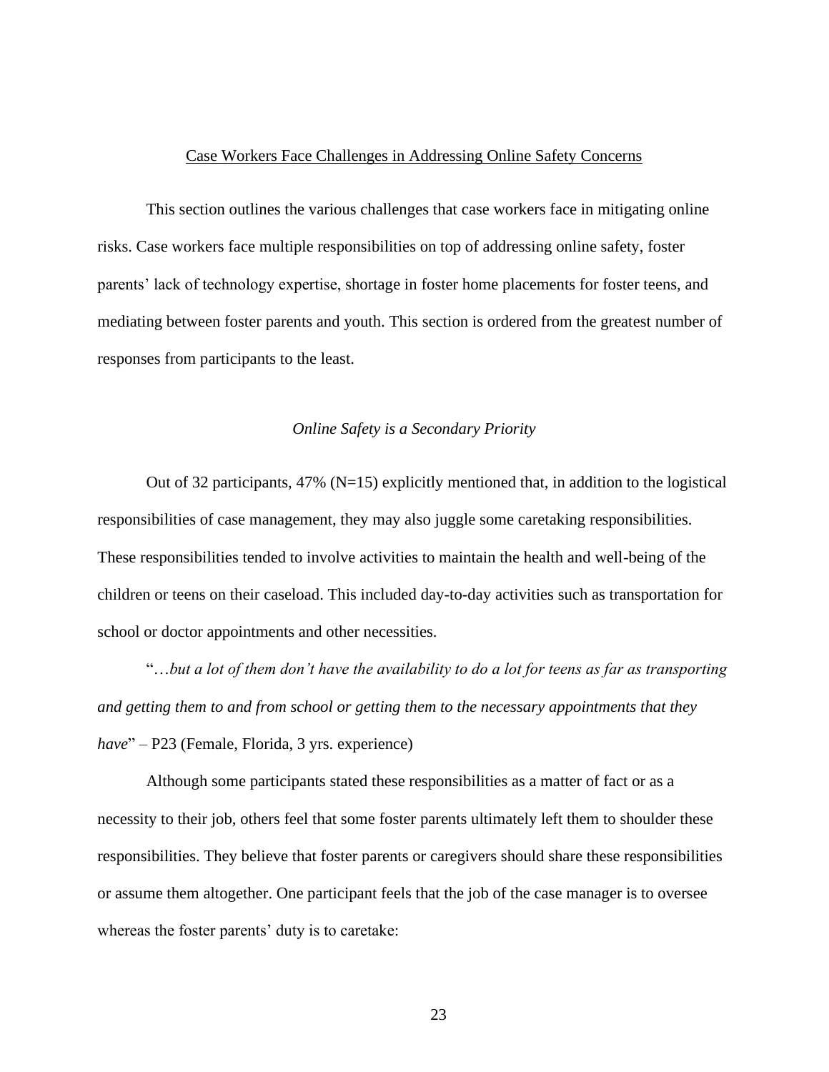## Case Workers Face Challenges in Addressing Online Safety Concerns

This section outlines the various challenges that case workers face in mitigating online risks. Case workers face multiple responsibilities on top of addressing online safety, foster parents' lack of technology expertise, shortage in foster home placements for foster teens, and mediating between foster parents and youth. This section is ordered from the greatest number of responses from participants to the least.

### *Online Safety is a Secondary Priority*

Out of 32 participants, 47% (N=15) explicitly mentioned that, in addition to the logistical responsibilities of case management, they may also juggle some caretaking responsibilities. These responsibilities tended to involve activities to maintain the health and well-being of the children or teens on their caseload. This included day-to-day activities such as transportation for school or doctor appointments and other necessities.

"*…but a lot of them don't have the availability to do a lot for teens as far as transporting and getting them to and from school or getting them to the necessary appointments that they have*" – P23 (Female, Florida, 3 yrs. experience)

Although some participants stated these responsibilities as a matter of fact or as a necessity to their job, others feel that some foster parents ultimately left them to shoulder these responsibilities. They believe that foster parents or caregivers should share these responsibilities or assume them altogether. One participant feels that the job of the case manager is to oversee whereas the foster parents' duty is to caretake: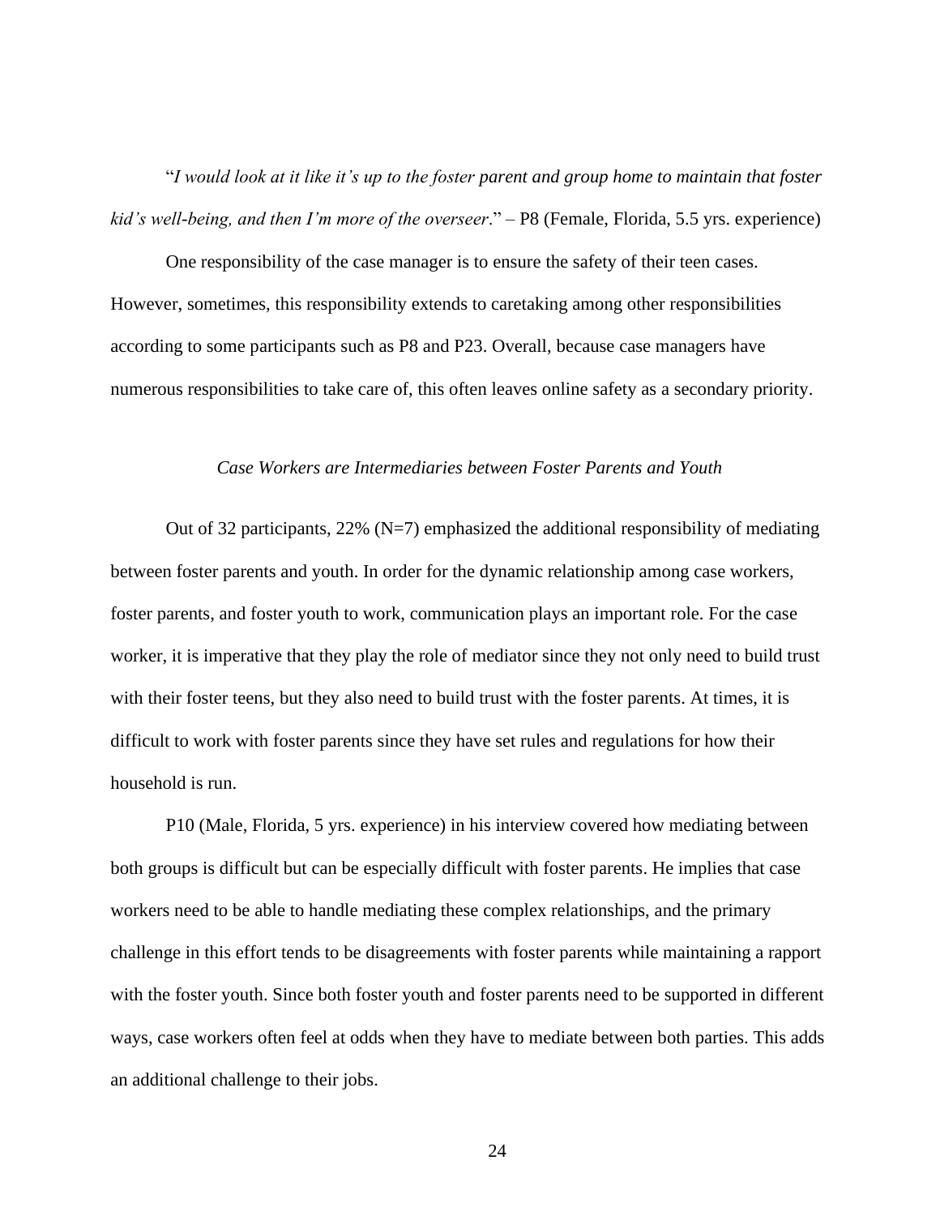"*I would look at it like it's up to the foster parent and group home to maintain that foster kid's well-being, and then I'm more of the overseer*." – P8 (Female, Florida, 5.5 yrs. experience)

One responsibility of the case manager is to ensure the safety of their teen cases. However, sometimes, this responsibility extends to caretaking among other responsibilities according to some participants such as P8 and P23. Overall, because case managers have numerous responsibilities to take care of, this often leaves online safety as a secondary priority.

### *Case Workers are Intermediaries between Foster Parents and Youth*

Out of 32 participants, 22% (N=7) emphasized the additional responsibility of mediating between foster parents and youth. In order for the dynamic relationship among case workers, foster parents, and foster youth to work, communication plays an important role. For the case worker, it is imperative that they play the role of mediator since they not only need to build trust with their foster teens, but they also need to build trust with the foster parents. At times, it is difficult to work with foster parents since they have set rules and regulations for how their household is run.

P10 (Male, Florida, 5 yrs. experience) in his interview covered how mediating between both groups is difficult but can be especially difficult with foster parents. He implies that case workers need to be able to handle mediating these complex relationships, and the primary challenge in this effort tends to be disagreements with foster parents while maintaining a rapport with the foster youth. Since both foster youth and foster parents need to be supported in different ways, case workers often feel at odds when they have to mediate between both parties. This adds an additional challenge to their jobs.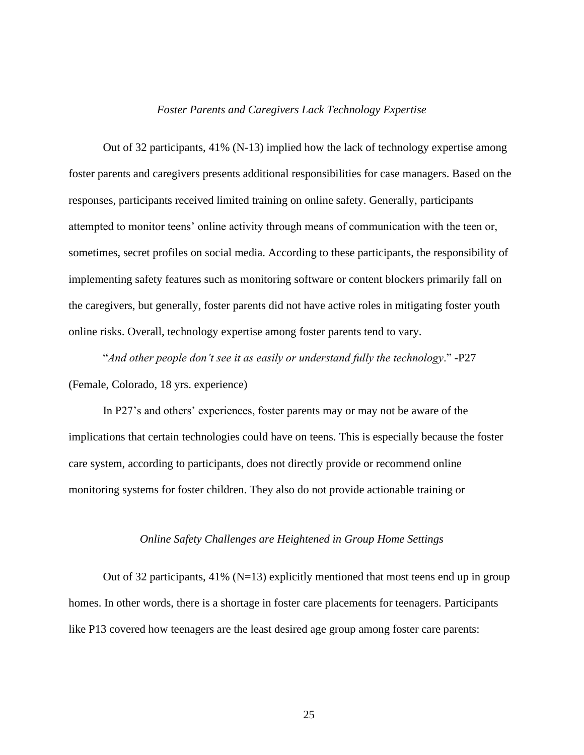*Foster Parents and Caregivers Lack Technology Expertise*

Out of 32 participants, 41% (N-13) implied how the lack of technology expertise among foster parents and caregivers presents additional responsibilities for case managers. Based on the responses, participants received limited training on online safety. Generally, participants attempted to monitor teens' online activity through means of communication with the teen or, sometimes, secret profiles on social media. According to these participants, the responsibility of implementing safety features such as monitoring software or content blockers primarily fall on the caregivers, but generally, foster parents did not have active roles in mitigating foster youth online risks. Overall, technology expertise among foster parents tend to vary.

"*And other people don't see it as easily or understand fully the technology*." -P27 (Female, Colorado, 18 yrs. experience)

In P27's and others' experiences, foster parents may or may not be aware of the implications that certain technologies could have on teens. This is especially because the foster care system, according to participants, does not directly provide or recommend online monitoring systems for foster children. They also do not provide actionable training or

*Online Safety Challenges are Heightened in Group Home Settings*

Out of 32 participants, 41% (N=13) explicitly mentioned that most teens end up in group homes. In other words, there is a shortage in foster care placements for teenagers. Participants like P13 covered how teenagers are the least desired age group among foster care parents: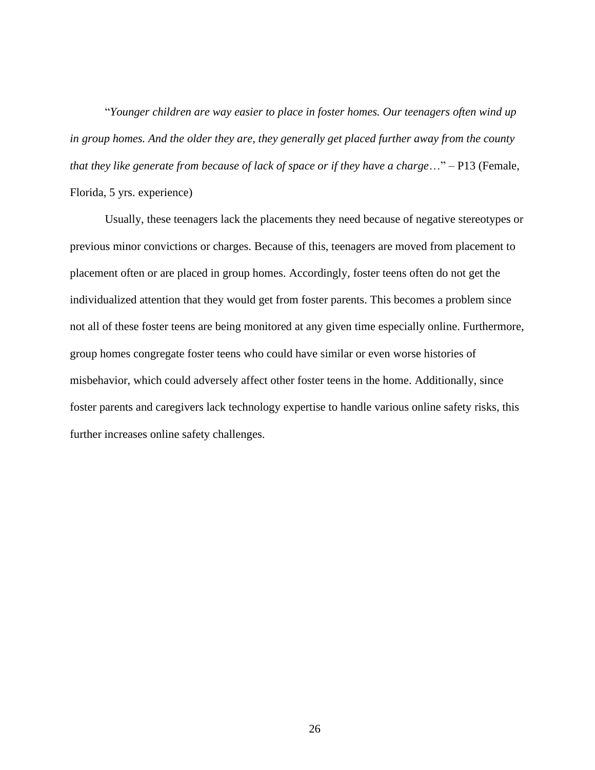"*Younger children are way easier to place in foster homes. Our teenagers often wind up in group homes. And the older they are, they generally get placed further away from the county that they like generate from because of lack of space or if they have a charge*…" – P13 (Female, Florida, 5 yrs. experience)

Usually, these teenagers lack the placements they need because of negative stereotypes or previous minor convictions or charges. Because of this, teenagers are moved from placement to placement often or are placed in group homes. Accordingly, foster teens often do not get the individualized attention that they would get from foster parents. This becomes a problem since not all of these foster teens are being monitored at any given time especially online. Furthermore, group homes congregate foster teens who could have similar or even worse histories of misbehavior, which could adversely affect other foster teens in the home. Additionally, since foster parents and caregivers lack technology expertise to handle various online safety risks, this further increases online safety challenges.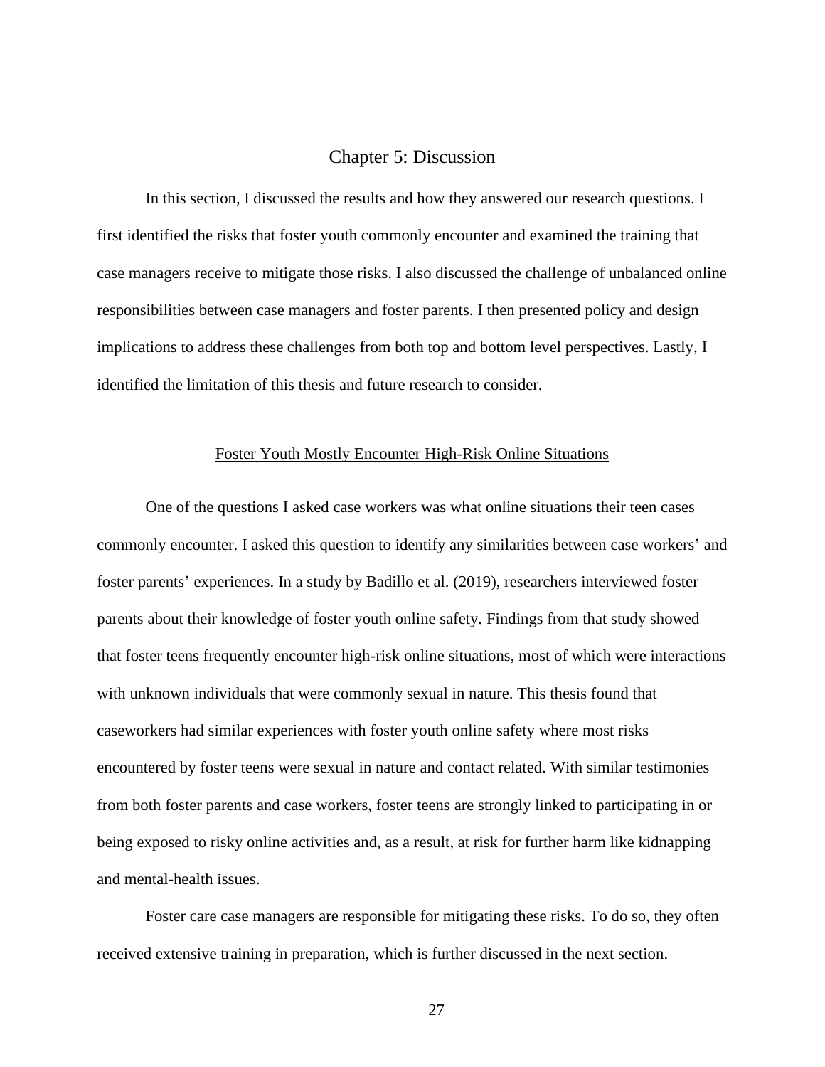# Chapter 5: Discussion

In this section, I discussed the results and how they answered our research questions. I first identified the risks that foster youth commonly encounter and examined the training that case managers receive to mitigate those risks. I also discussed the challenge of unbalanced online responsibilities between case managers and foster parents. I then presented policy and design implications to address these challenges from both top and bottom level perspectives. Lastly, I identified the limitation of this thesis and future research to consider.

## Foster Youth Mostly Encounter High-Risk Online Situations

One of the questions I asked case workers was what online situations their teen cases commonly encounter. I asked this question to identify any similarities between case workers' and foster parents' experiences. In a study by Badillo et al. (2019), researchers interviewed foster parents about their knowledge of foster youth online safety. Findings from that study showed that foster teens frequently encounter high-risk online situations, most of which were interactions with unknown individuals that were commonly sexual in nature. This thesis found that caseworkers had similar experiences with foster youth online safety where most risks encountered by foster teens were sexual in nature and contact related. With similar testimonies from both foster parents and case workers, foster teens are strongly linked to participating in or being exposed to risky online activities and, as a result, at risk for further harm like kidnapping and mental-health issues.

Foster care case managers are responsible for mitigating these risks. To do so, they often received extensive training in preparation, which is further discussed in the next section.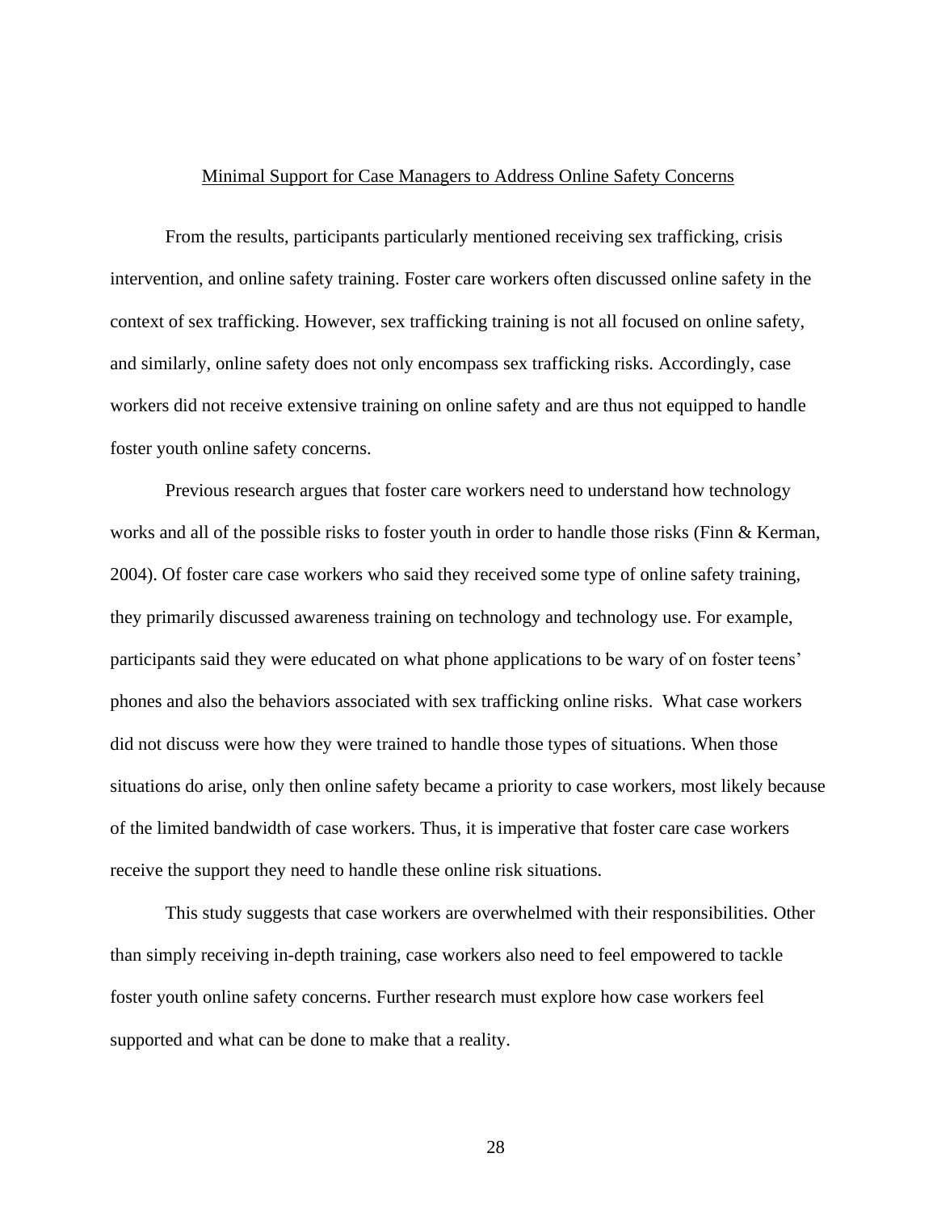## Minimal Support for Case Managers to Address Online Safety Concerns

From the results, participants particularly mentioned receiving sex trafficking, crisis intervention, and online safety training. Foster care workers often discussed online safety in the context of sex trafficking. However, sex trafficking training is not all focused on online safety, and similarly, online safety does not only encompass sex trafficking risks. Accordingly, case workers did not receive extensive training on online safety and are thus not equipped to handle foster youth online safety concerns.

Previous research argues that foster care workers need to understand how technology works and all of the possible risks to foster youth in order to handle those risks (Finn & Kerman, 2004). Of foster care case workers who said they received some type of online safety training, they primarily discussed awareness training on technology and technology use. For example, participants said they were educated on what phone applications to be wary of on foster teens' phones and also the behaviors associated with sex trafficking online risks. What case workers did not discuss were how they were trained to handle those types of situations. When those situations do arise, only then online safety became a priority to case workers, most likely because of the limited bandwidth of case workers. Thus, it is imperative that foster care case workers receive the support they need to handle these online risk situations.

This study suggests that case workers are overwhelmed with their responsibilities. Other than simply receiving in-depth training, case workers also need to feel empowered to tackle foster youth online safety concerns. Further research must explore how case workers feel supported and what can be done to make that a reality.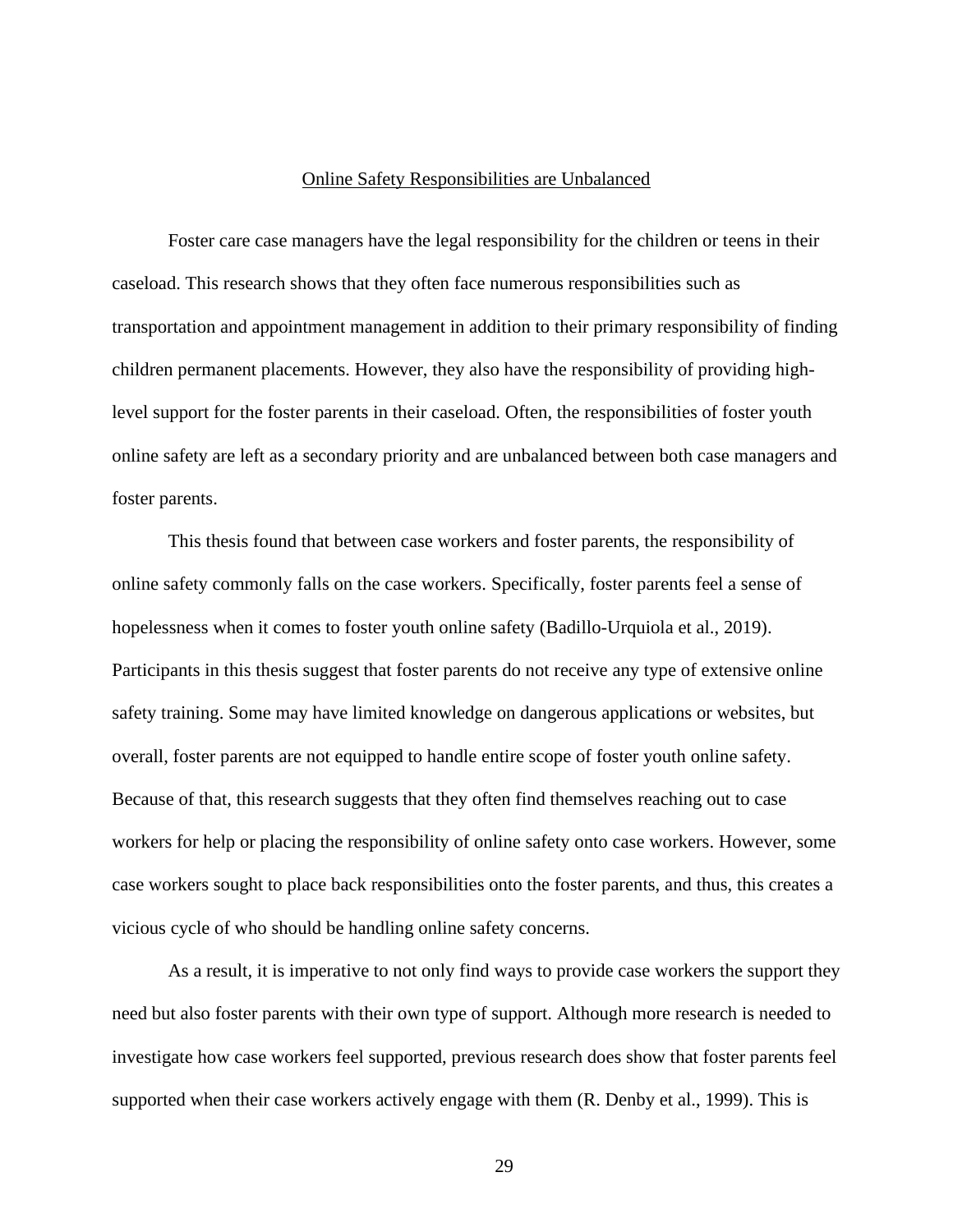## Online Safety Responsibilities are Unbalanced

Foster care case managers have the legal responsibility for the children or teens in their caseload. This research shows that they often face numerous responsibilities such as transportation and appointment management in addition to their primary responsibility of finding children permanent placements. However, they also have the responsibility of providing high-level support for the foster parents in their caseload. Often, the responsibilities of foster youth online safety are left as a secondary priority and are unbalanced between both case managers and foster parents.

This thesis found that between case workers and foster parents, the responsibility of online safety commonly falls on the case workers. Specifically, foster parents feel a sense of hopelessness when it comes to foster youth online safety (Badillo-Urquiola et al., 2019). Participants in this thesis suggest that foster parents do not receive any type of extensive online safety training. Some may have limited knowledge on dangerous applications or websites, but overall, foster parents are not equipped to handle entire scope of foster youth online safety. Because of that, this research suggests that they often find themselves reaching out to case workers for help or placing the responsibility of online safety onto case workers. However, some case workers sought to place back responsibilities onto the foster parents, and thus, this creates a vicious cycle of who should be handling online safety concerns.

As a result, it is imperative to not only find ways to provide case workers the support they need but also foster parents with their own type of support. Although more research is needed to investigate how case workers feel supported, previous research does show that foster parents feel supported when their case workers actively engage with them (R. Denby et al., 1999). This is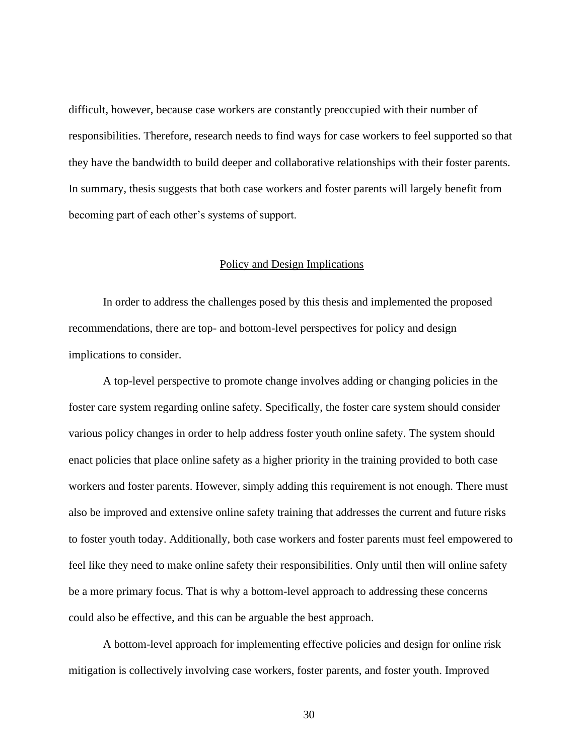difficult, however, because case workers are constantly preoccupied with their number of responsibilities. Therefore, research needs to find ways for case workers to feel supported so that they have the bandwidth to build deeper and collaborative relationships with their foster parents. In summary, thesis suggests that both case workers and foster parents will largely benefit from becoming part of each other's systems of support.

## Policy and Design Implications

In order to address the challenges posed by this thesis and implemented the proposed recommendations, there are top- and bottom-level perspectives for policy and design implications to consider.

A top-level perspective to promote change involves adding or changing policies in the foster care system regarding online safety. Specifically, the foster care system should consider various policy changes in order to help address foster youth online safety. The system should enact policies that place online safety as a higher priority in the training provided to both case workers and foster parents. However, simply adding this requirement is not enough. There must also be improved and extensive online safety training that addresses the current and future risks to foster youth today. Additionally, both case workers and foster parents must feel empowered to feel like they need to make online safety their responsibilities. Only until then will online safety be a more primary focus. That is why a bottom-level approach to addressing these concerns could also be effective, and this can be arguable the best approach.

A bottom-level approach for implementing effective policies and design for online risk mitigation is collectively involving case workers, foster parents, and foster youth. Improved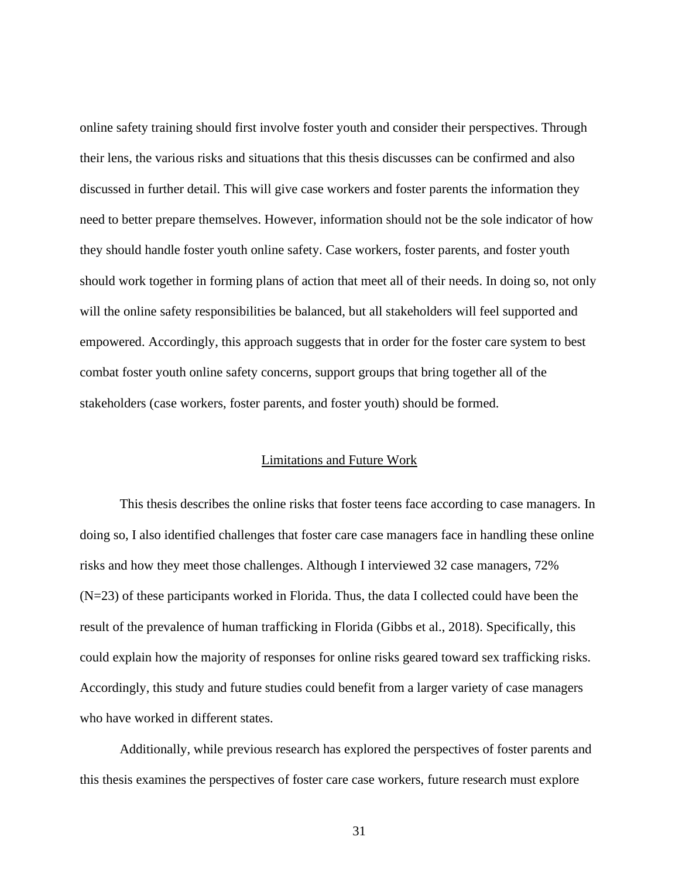online safety training should first involve foster youth and consider their perspectives. Through their lens, the various risks and situations that this thesis discusses can be confirmed and also discussed in further detail. This will give case workers and foster parents the information they need to better prepare themselves. However, information should not be the sole indicator of how they should handle foster youth online safety. Case workers, foster parents, and foster youth should work together in forming plans of action that meet all of their needs. In doing so, not only will the online safety responsibilities be balanced, but all stakeholders will feel supported and empowered. Accordingly, this approach suggests that in order for the foster care system to best combat foster youth online safety concerns, support groups that bring together all of the stakeholders (case workers, foster parents, and foster youth) should be formed.

## Limitations and Future Work

This thesis describes the online risks that foster teens face according to case managers. In doing so, I also identified challenges that foster care case managers face in handling these online risks and how they meet those challenges. Although I interviewed 32 case managers, 72% (N=23) of these participants worked in Florida. Thus, the data I collected could have been the result of the prevalence of human trafficking in Florida (Gibbs et al., 2018). Specifically, this could explain how the majority of responses for online risks geared toward sex trafficking risks. Accordingly, this study and future studies could benefit from a larger variety of case managers who have worked in different states.

Additionally, while previous research has explored the perspectives of foster parents and this thesis examines the perspectives of foster care case workers, future research must explore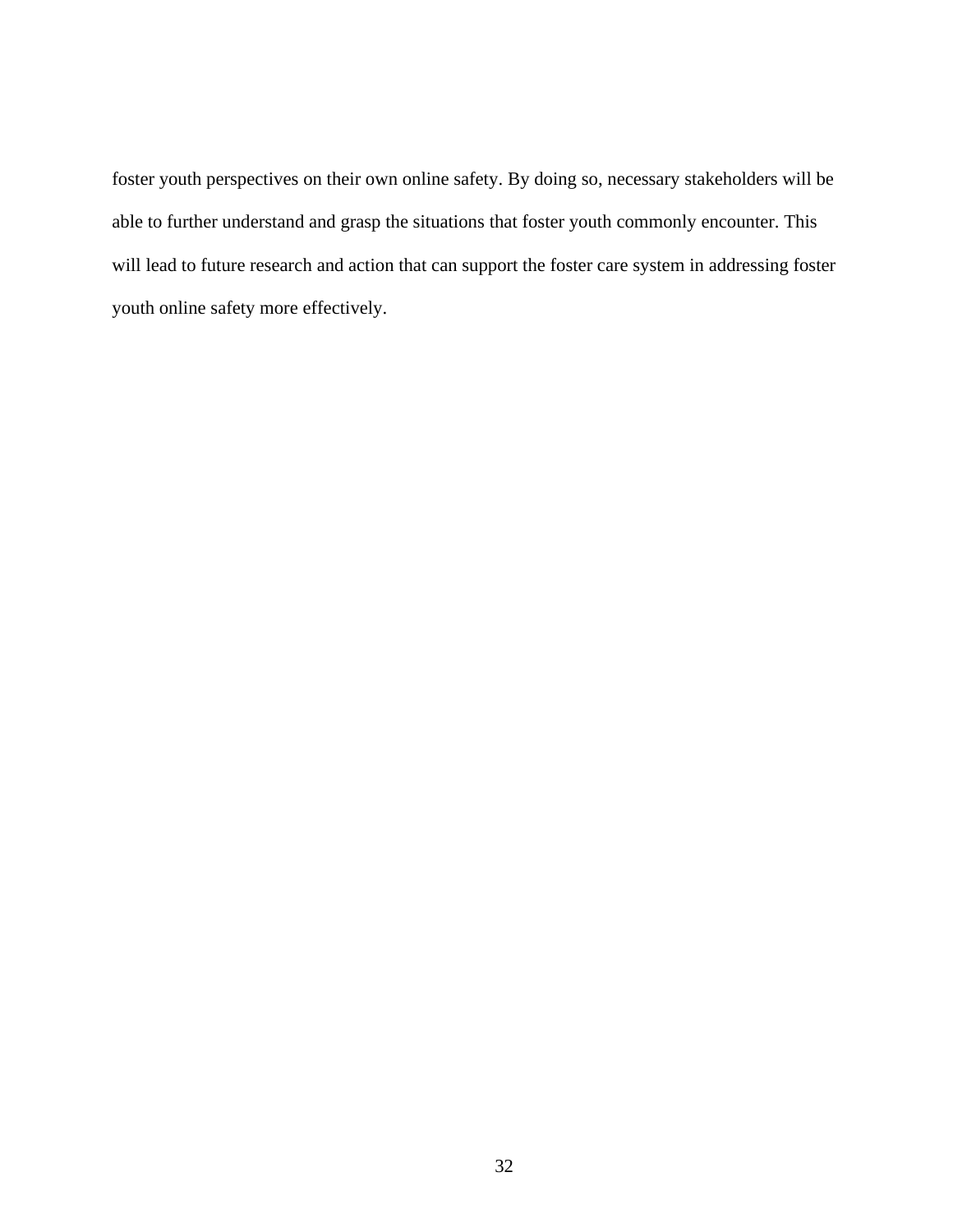foster youth perspectives on their own online safety. By doing so, necessary stakeholders will be able to further understand and grasp the situations that foster youth commonly encounter. This will lead to future research and action that can support the foster care system in addressing foster youth online safety more effectively.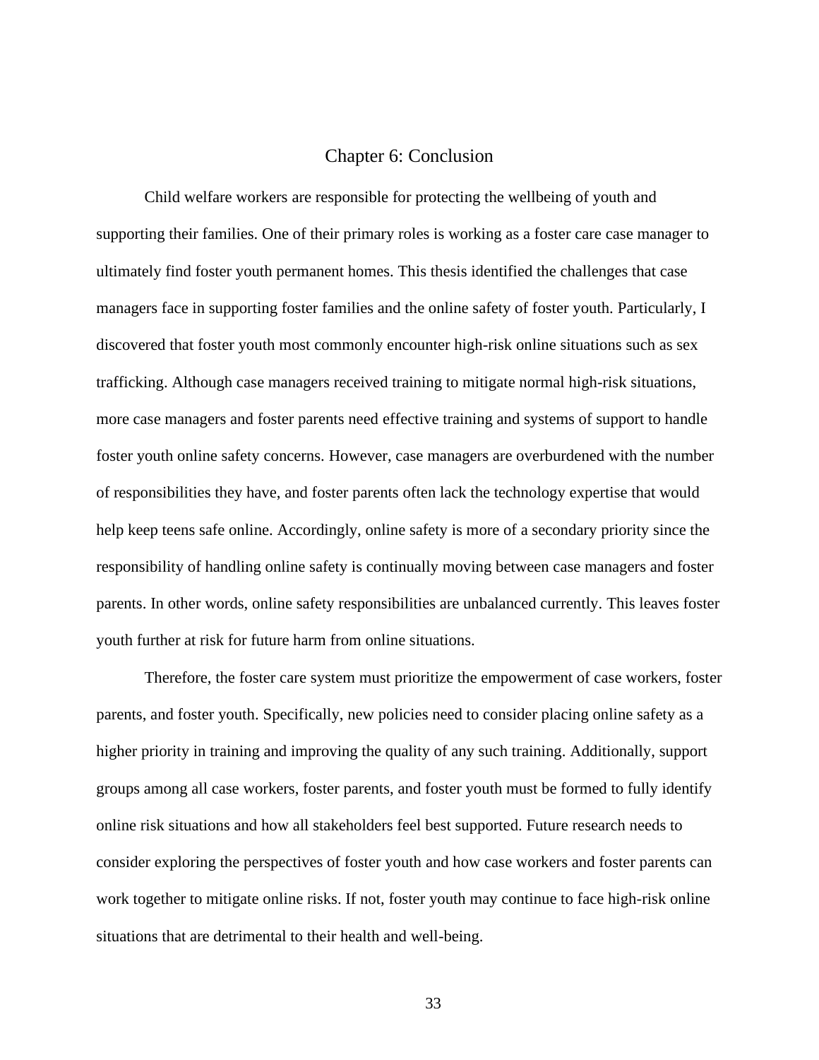# Chapter 6: Conclusion

Child welfare workers are responsible for protecting the wellbeing of youth and supporting their families. One of their primary roles is working as a foster care case manager to ultimately find foster youth permanent homes. This thesis identified the challenges that case managers face in supporting foster families and the online safety of foster youth. Particularly, I discovered that foster youth most commonly encounter high-risk online situations such as sex trafficking. Although case managers received training to mitigate normal high-risk situations, more case managers and foster parents need effective training and systems of support to handle foster youth online safety concerns. However, case managers are overburdened with the number of responsibilities they have, and foster parents often lack the technology expertise that would help keep teens safe online. Accordingly, online safety is more of a secondary priority since the responsibility of handling online safety is continually moving between case managers and foster parents. In other words, online safety responsibilities are unbalanced currently. This leaves foster youth further at risk for future harm from online situations.

Therefore, the foster care system must prioritize the empowerment of case workers, foster parents, and foster youth. Specifically, new policies need to consider placing online safety as a higher priority in training and improving the quality of any such training. Additionally, support groups among all case workers, foster parents, and foster youth must be formed to fully identify online risk situations and how all stakeholders feel best supported. Future research needs to consider exploring the perspectives of foster youth and how case workers and foster parents can work together to mitigate online risks. If not, foster youth may continue to face high-risk online situations that are detrimental to their health and well-being.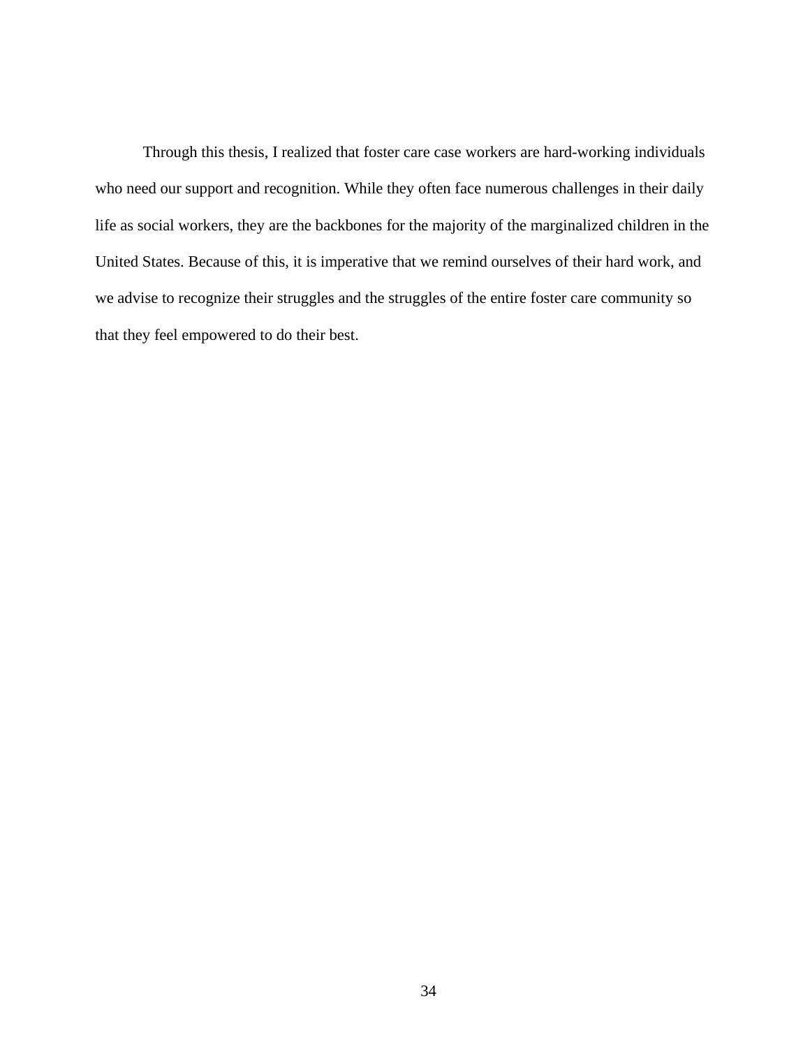Through this thesis, I realized that foster care case workers are hard-working individuals who need our support and recognition. While they often face numerous challenges in their daily life as social workers, they are the backbones for the majority of the marginalized children in the United States. Because of this, it is imperative that we remind ourselves of their hard work, and we advise to recognize their struggles and the struggles of the entire foster care community so that they feel empowered to do their best.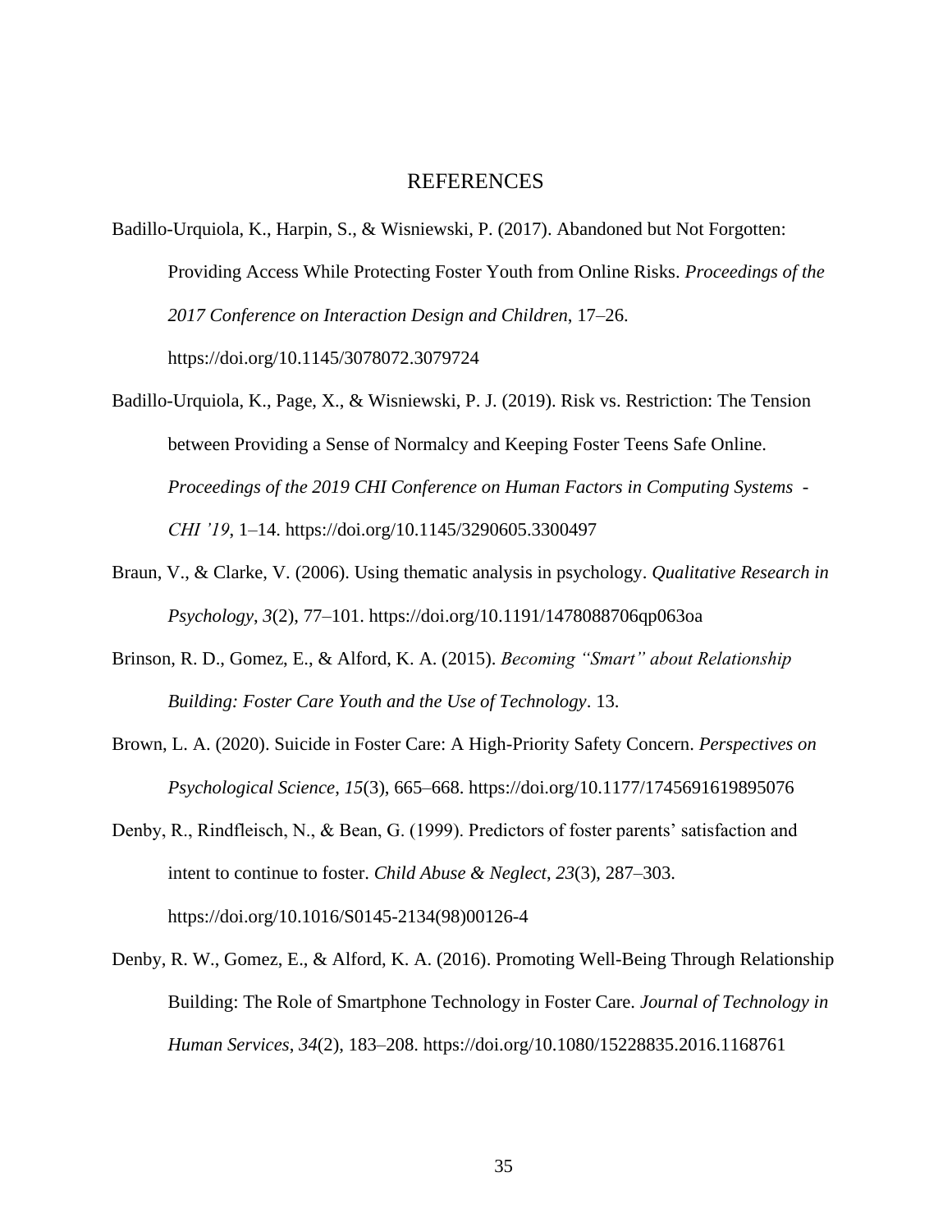# REFERENCES

Badillo-Urquiola, K., Harpin, S., & Wisniewski, P. (2017). Abandoned but Not Forgotten: Providing Access While Protecting Foster Youth from Online Risks. *Proceedings of the 2017 Conference on Interaction Design and Children*, 17–26. https://doi.org/10.1145/3078072.3079724

Badillo-Urquiola, K., Page, X., & Wisniewski, P. J. (2019). Risk vs. Restriction: The Tension between Providing a Sense of Normalcy and Keeping Foster Teens Safe Online. *Proceedings of the 2019 CHI Conference on Human Factors in Computing Systems - CHI '19*, 1–14. https://doi.org/10.1145/3290605.3300497

Braun, V., & Clarke, V. (2006). Using thematic analysis in psychology. *Qualitative Research in Psychology, 3*(2), 77–101. https://doi.org/10.1191/1478088706qp063oa

Brinson, R. D., Gomez, E., & Alford, K. A. (2015). *Becoming "Smart" about Relationship Building: Foster Care Youth and the Use of Technology*. 13.

Brown, L. A. (2020). Suicide in Foster Care: A High-Priority Safety Concern. *Perspectives on Psychological Science*, *15*(3), 665–668. https://doi.org/10.1177/1745691619895076

Denby, R., Rindfleisch, N., & Bean, G. (1999). Predictors of foster parents' satisfaction and intent to continue to foster. *Child Abuse & Neglect*, *23*(3), 287–303. https://doi.org/10.1016/S0145-2134(98)00126-4

Denby, R. W., Gomez, E., & Alford, K. A. (2016). Promoting Well-Being Through Relationship Building: The Role of Smartphone Technology in Foster Care. *Journal of Technology in Human Services*, *34*(2), 183–208. https://doi.org/10.1080/15228835.2016.1168761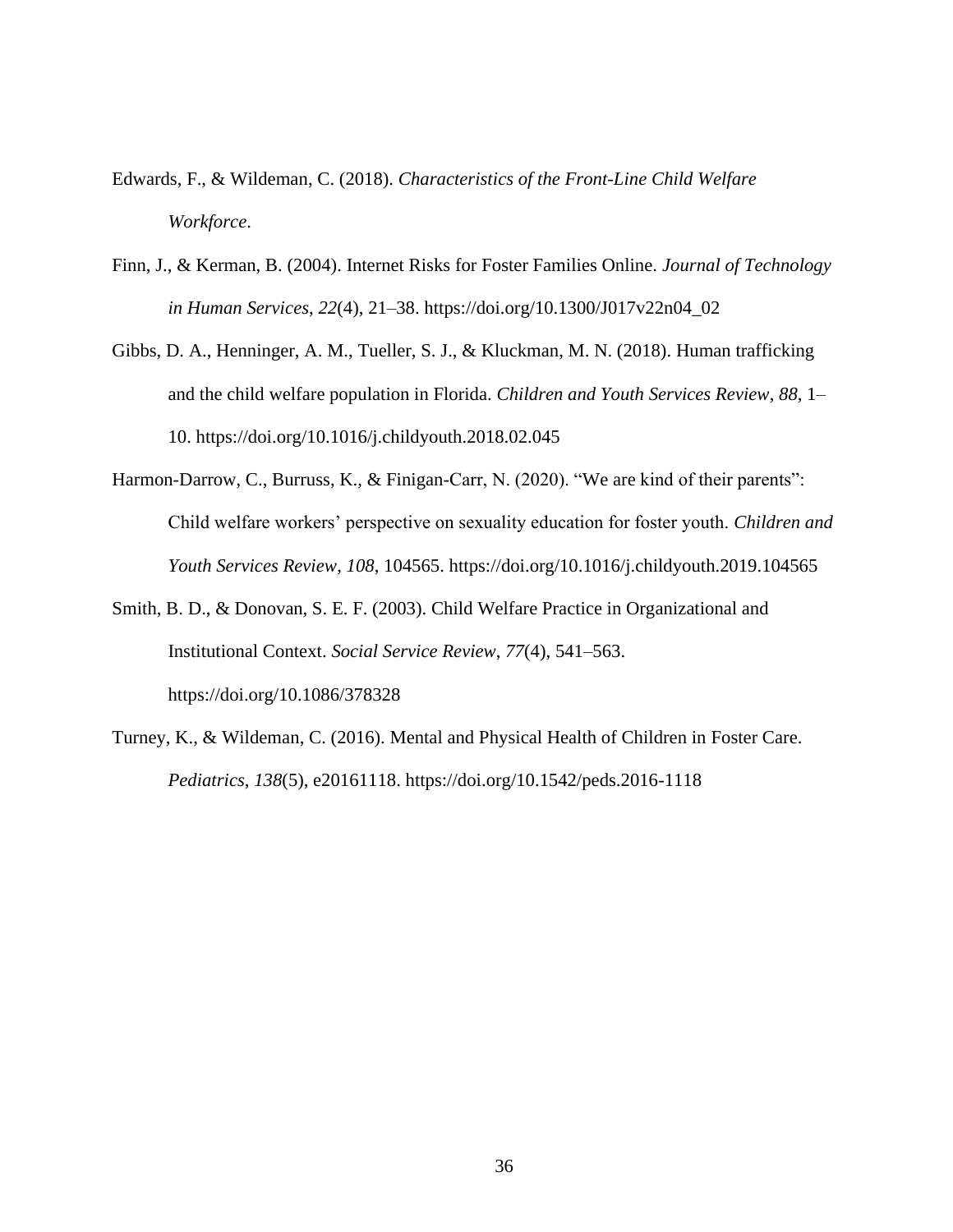Edwards, F., & Wildeman, C. (2018). *Characteristics of the Front-Line Child Welfare Workforce*.

Finn, J., & Kerman, B. (2004). Internet Risks for Foster Families Online. *Journal of Technology in Human Services*, *22*(4), 21–38. https://doi.org/10.1300/J017v22n04_02

Gibbs, D. A., Henninger, A. M., Tueller, S. J., & Kluckman, M. N. (2018). Human trafficking and the child welfare population in Florida. *Children and Youth Services Review*, *88*, 1–10. https://doi.org/10.1016/j.childyouth.2018.02.045

Harmon-Darrow, C., Burruss, K., & Finigan-Carr, N. (2020). “We are kind of their parents”: Child welfare workers’ perspective on sexuality education for foster youth. *Children and Youth Services Review*, *108*, 104565. https://doi.org/10.1016/j.childyouth.2019.104565

Smith, B. D., & Donovan, S. E. F. (2003). Child Welfare Practice in Organizational and Institutional Context. *Social Service Review*, *77*(4), 541–563. https://doi.org/10.1086/378328

Turney, K., & Wildeman, C. (2016). Mental and Physical Health of Children in Foster Care. *Pediatrics*, *138*(5), e20161118. https://doi.org/10.1542/peds.2016-1118